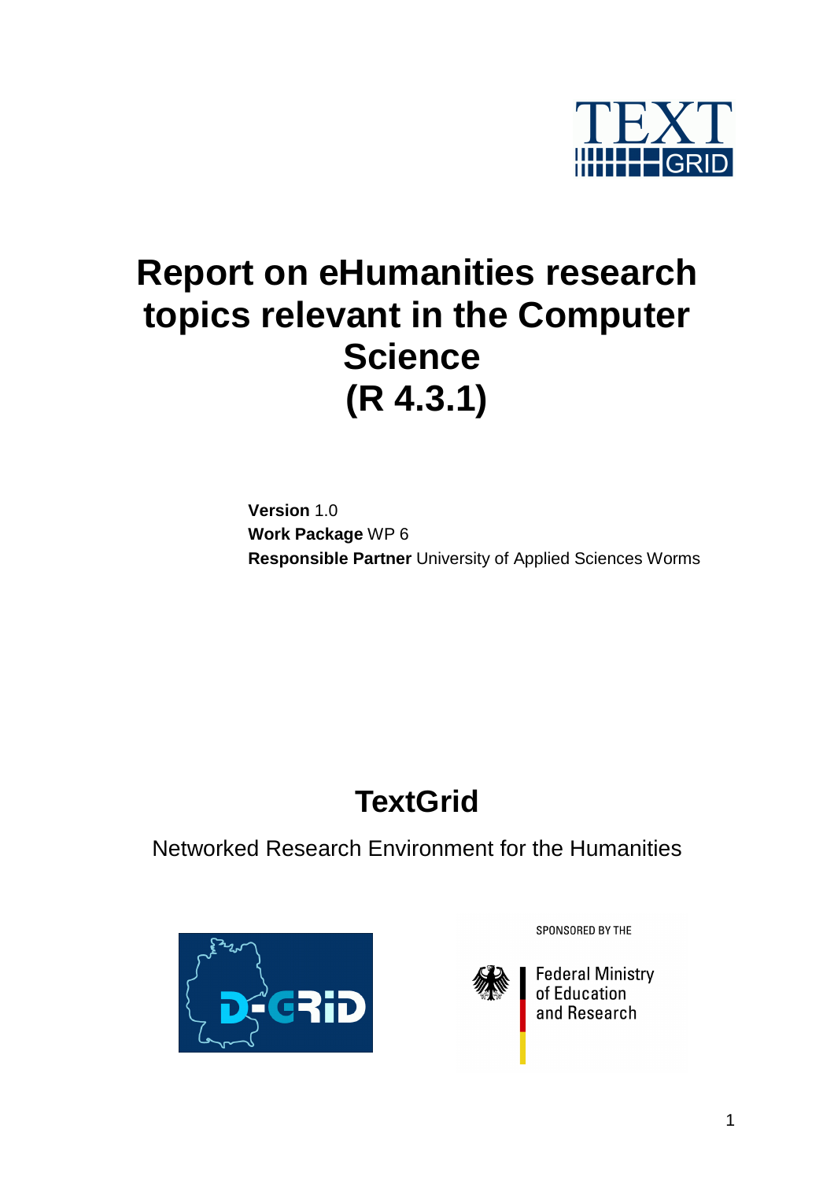# Report on eHumanities research topics relevant in the Computer Science (R 4.3.1)

**Version** 1.0
**Work Package** WP 6
**Responsible Partner** University of Applied Sciences Worms

## TextGrid

Networked Research Environment for the Humanities

SPONSORED BY THE

Federal Ministry of Education and Research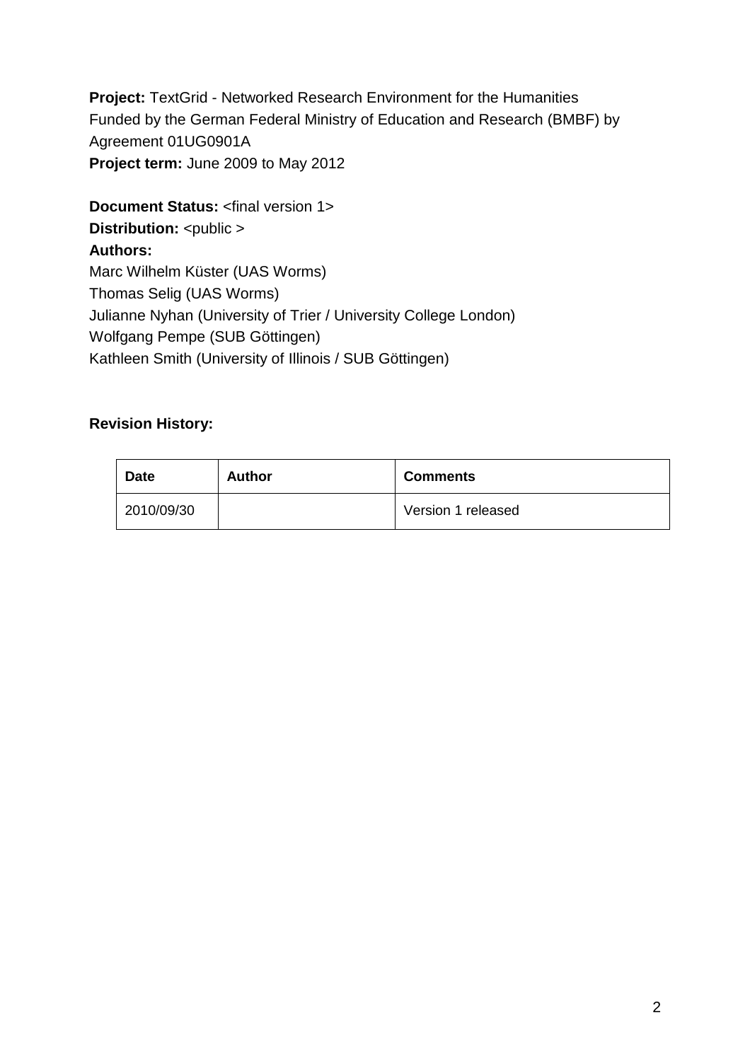**Project:** TextGrid - Networked Research Environment for the Humanities
Funded by the German Federal Ministry of Education and Research (BMBF) by Agreement 01UG0901A
**Project term:** June 2009 to May 2012

**Document Status:** <final version 1>
**Distribution:** <public >
**Authors:**
Marc Wilhelm Küster (UAS Worms)
Thomas Selig (UAS Worms)
Julianne Nyhan (University of Trier / University College London)
Wolfgang Pempe (SUB Göttingen)
Kathleen Smith (University of Illinois / SUB Göttingen)

**Revision History:**

| Date | Author | Comments |
| --- | --- | --- |
| 2010/09/30 | | Version 1 released |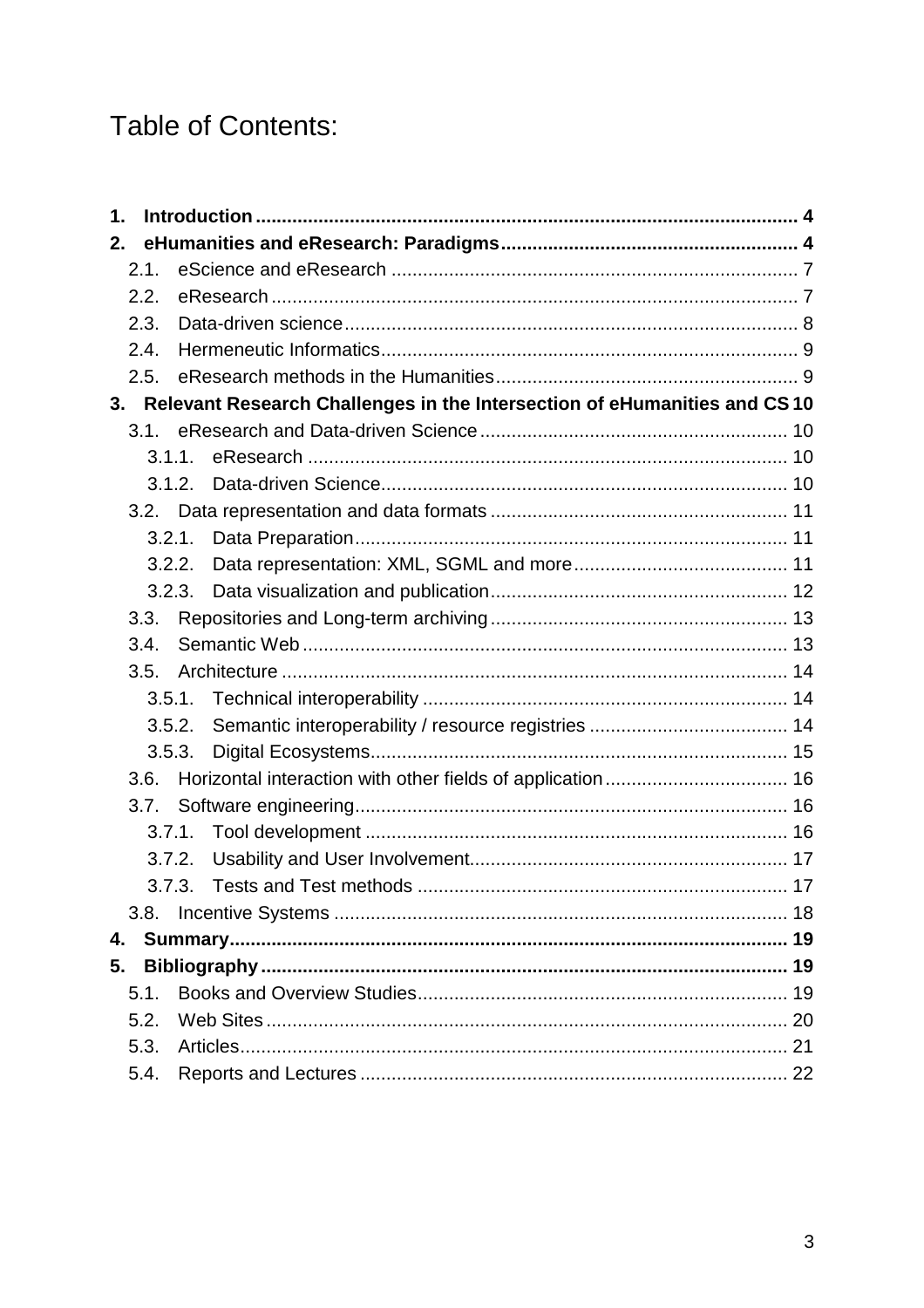# Table of Contents:

- **1. Introduction** ........................................................ 4
- **2. eHumanities and eResearch: Paradigms** ........................................................ 4
  - 2.1. eScience and eResearch ........................................................ 7
  - 2.2. eResearch ........................................................ 7
  - 2.3. Data-driven science ........................................................ 8
  - 2.4. Hermeneutic Informatics ........................................................ 9
  - 2.5. eResearch methods in the Humanities ........................................................ 9
- **3. Relevant Research Challenges in the Intersection of eHumanities and CS** 10
  - 3.1. eResearch and Data-driven Science ........................................................ 10
    - 3.1.1. eResearch ........................................................ 10
    - 3.1.2. Data-driven Science ........................................................ 10
  - 3.2. Data representation and data formats ........................................................ 11
    - 3.2.1. Data Preparation ........................................................ 11
    - 3.2.2. Data representation: XML, SGML and more ........................................................ 11
    - 3.2.3. Data visualization and publication ........................................................ 12
  - 3.3. Repositories and Long-term archiving ........................................................ 13
  - 3.4. Semantic Web ........................................................ 13
  - 3.5. Architecture ........................................................ 14
    - 3.5.1. Technical interoperability ........................................................ 14
    - 3.5.2. Semantic interoperability / resource registries ........................................................ 14
    - 3.5.3. Digital Ecosystems ........................................................ 15
  - 3.6. Horizontal interaction with other fields of application ........................................................ 16
  - 3.7. Software engineering ........................................................ 16
    - 3.7.1. Tool development ........................................................ 16
    - 3.7.2. Usability and User Involvement ........................................................ 17
    - 3.7.3. Tests and Test methods ........................................................ 17
  - 3.8. Incentive Systems ........................................................ 18
- **4. Summary** ........................................................ 19
- **5. Bibliography** ........................................................ 19
  - 5.1. Books and Overview Studies ........................................................ 19
  - 5.2. Web Sites ........................................................ 20
  - 5.3. Articles ........................................................ 21
  - 5.4. Reports and Lectures ........................................................ 22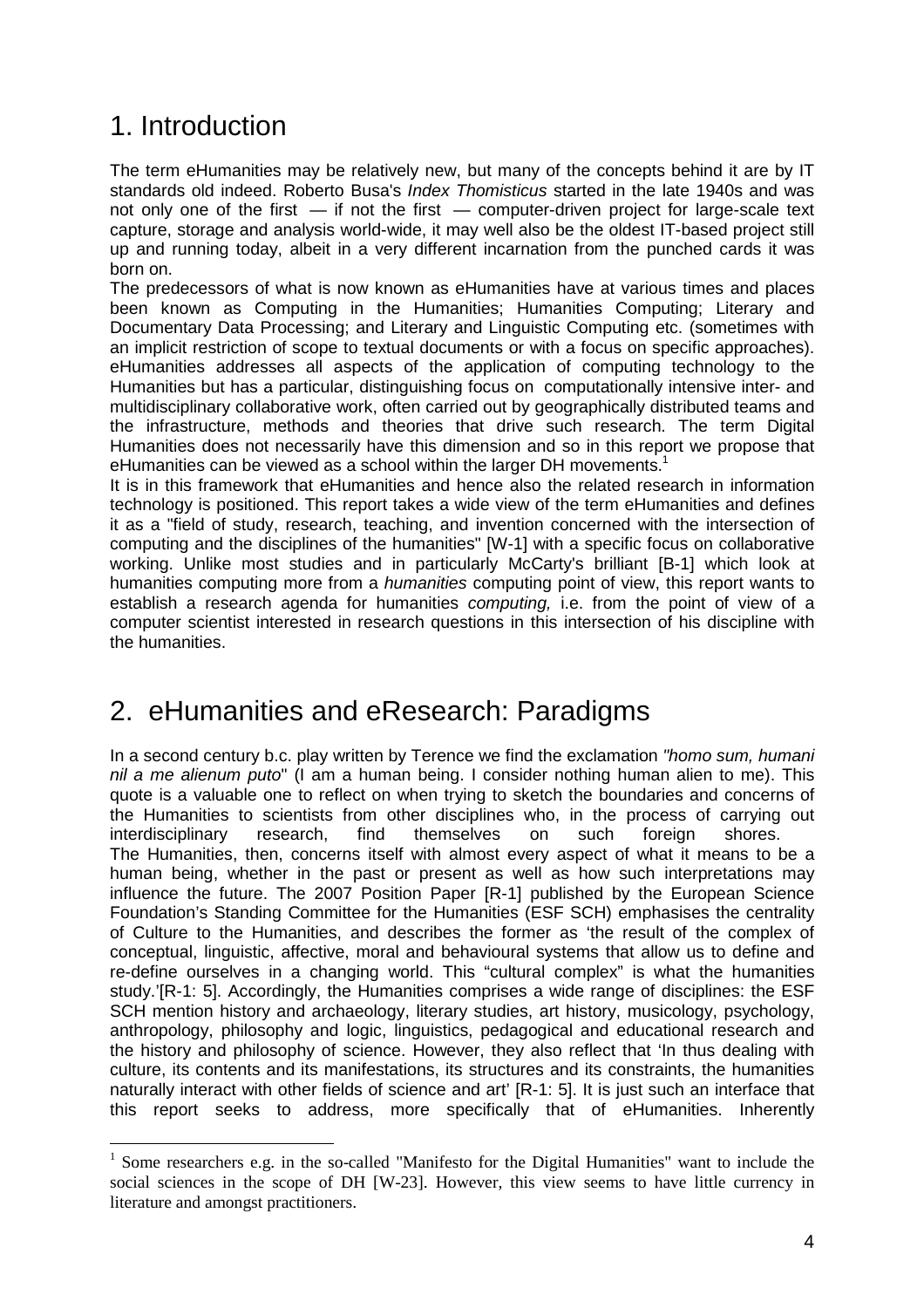# 1. Introduction

The term eHumanities may be relatively new, but many of the concepts behind it are by IT standards old indeed. Roberto Busa's *Index Thomisticus* started in the late 1940s and was not only one of the first — if not the first — computer-driven project for large-scale text capture, storage and analysis world-wide, it may well also be the oldest IT-based project still up and running today, albeit in a very different incarnation from the punched cards it was born on.

The predecessors of what is now known as eHumanities have at various times and places been known as Computing in the Humanities; Humanities Computing; Literary and Documentary Data Processing; and Literary and Linguistic Computing etc. (sometimes with an implicit restriction of scope to textual documents or with a focus on specific approaches). eHumanities addresses all aspects of the application of computing technology to the Humanities but has a particular, distinguishing focus on computationally intensive inter- and multidisciplinary collaborative work, often carried out by geographically distributed teams and the infrastructure, methods and theories that drive such research. The term Digital Humanities does not necessarily have this dimension and so in this report we propose that eHumanities can be viewed as a school within the larger DH movements.[1]

It is in this framework that eHumanities and hence also the related research in information technology is positioned. This report takes a wide view of the term eHumanities and defines it as a "field of study, research, teaching, and invention concerned with the intersection of computing and the disciplines of the humanities" [W-1] with a specific focus on collaborative working. Unlike most studies and in particularly McCarty's brilliant [B-1] which look at humanities computing more from a *humanities* computing point of view, this report wants to establish a research agenda for humanities *computing,* i.e. from the point of view of a computer scientist interested in research questions in this intersection of his discipline with the humanities.

# 2. eHumanities and eResearch: Paradigms

In a second century b.c. play written by Terence we find the exclamation *"homo sum, humani nil a me alienum puto*" (I am a human being. I consider nothing human alien to me). This quote is a valuable one to reflect on when trying to sketch the boundaries and concerns of the Humanities to scientists from other disciplines who, in the process of carrying out interdisciplinary research, find themselves on such foreign shores.

The Humanities, then, concerns itself with almost every aspect of what it means to be a human being, whether in the past or present as well as how such interpretations may influence the future. The 2007 Position Paper [R-1] published by the European Science Foundation's Standing Committee for the Humanities (ESF SCH) emphasises the centrality of Culture to the Humanities, and describes the former as 'the result of the complex of conceptual, linguistic, affective, moral and behavioural systems that allow us to define and re-define ourselves in a changing world. This "cultural complex" is what the humanities study.'[R-1: 5]. Accordingly, the Humanities comprises a wide range of disciplines: the ESF SCH mention history and archaeology, literary studies, art history, musicology, psychology, anthropology, philosophy and logic, linguistics, pedagogical and educational research and the history and philosophy of science. However, they also reflect that 'In thus dealing with culture, its contents and its manifestations, its structures and its constraints, the humanities naturally interact with other fields of science and art' [R-1: 5]. It is just such an interface that this report seeks to address, more specifically that of eHumanities. Inherently

[1] Some researchers e.g. in the so-called "Manifesto for the Digital Humanities" want to include the social sciences in the scope of DH [W-23]. However, this view seems to have little currency in literature and amongst practitioners.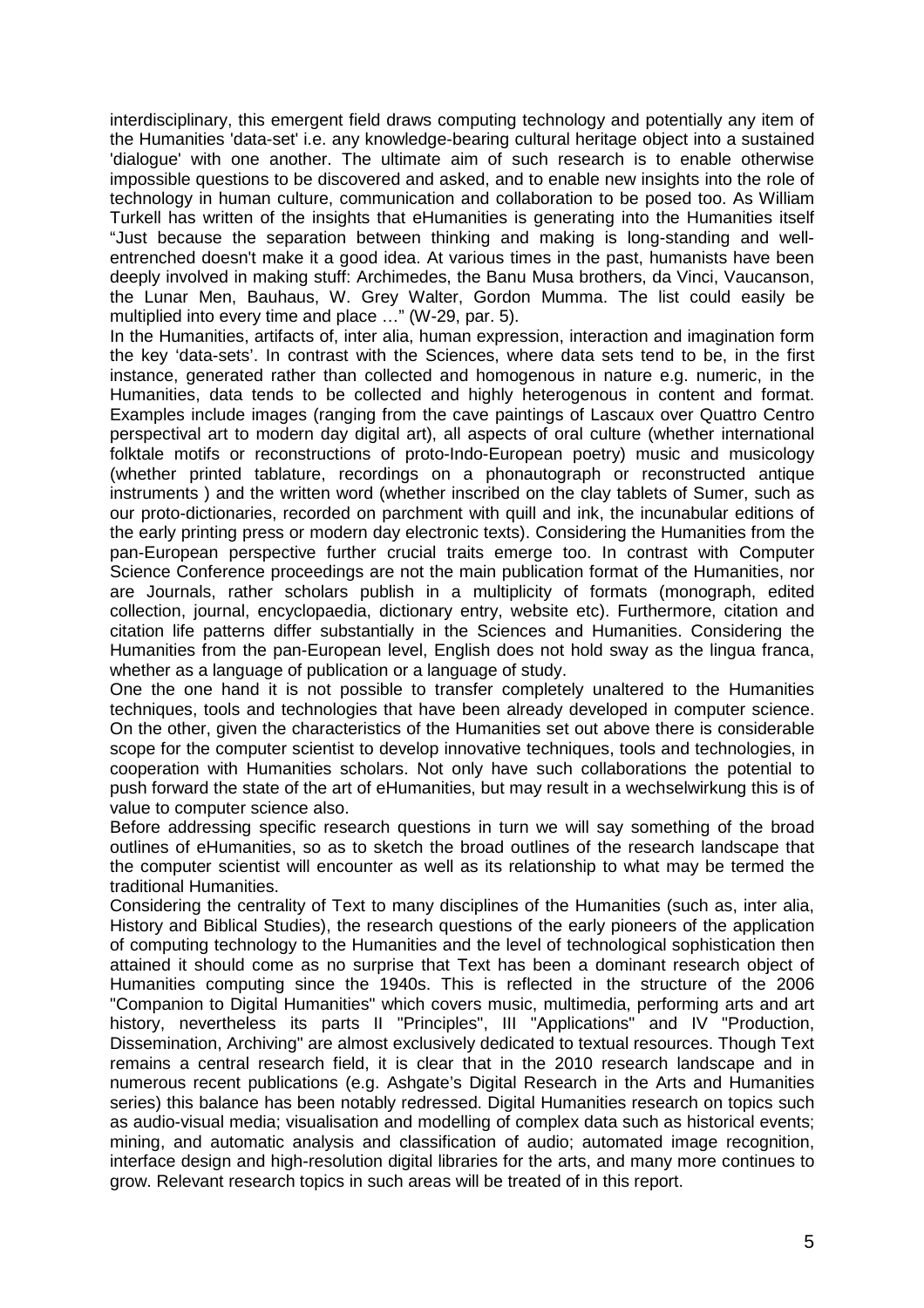interdisciplinary, this emergent field draws computing technology and potentially any item of the Humanities 'data-set' i.e. any knowledge-bearing cultural heritage object into a sustained 'dialogue' with one another. The ultimate aim of such research is to enable otherwise impossible questions to be discovered and asked, and to enable new insights into the role of technology in human culture, communication and collaboration to be posed too. As William Turkell has written of the insights that eHumanities is generating into the Humanities itself "Just because the separation between thinking and making is long-standing and well-entrenched doesn't make it a good idea. At various times in the past, humanists have been deeply involved in making stuff: Archimedes, the Banu Musa brothers, da Vinci, Vaucanson, the Lunar Men, Bauhaus, W. Grey Walter, Gordon Mumma. The list could easily be multiplied into every time and place …" (W-29, par. 5).

In the Humanities, artifacts of, inter alia, human expression, interaction and imagination form the key 'data-sets'. In contrast with the Sciences, where data sets tend to be, in the first instance, generated rather than collected and homogenous in nature e.g. numeric, in the Humanities, data tends to be collected and highly heterogenous in content and format. Examples include images (ranging from the cave paintings of Lascaux over Quattro Centro perspectival art to modern day digital art), all aspects of oral culture (whether international folktale motifs or reconstructions of proto-Indo-European poetry) music and musicology (whether printed tablature, recordings on a phonautograph or reconstructed antique instruments ) and the written word (whether inscribed on the clay tablets of Sumer, such as our proto-dictionaries, recorded on parchment with quill and ink, the incunabular editions of the early printing press or modern day electronic texts). Considering the Humanities from the pan-European perspective further crucial traits emerge too. In contrast with Computer Science Conference proceedings are not the main publication format of the Humanities, nor are Journals, rather scholars publish in a multiplicity of formats (monograph, edited collection, journal, encyclopaedia, dictionary entry, website etc). Furthermore, citation and citation life patterns differ substantially in the Sciences and Humanities. Considering the Humanities from the pan-European level, English does not hold sway as the lingua franca, whether as a language of publication or a language of study.

One the one hand it is not possible to transfer completely unaltered to the Humanities techniques, tools and technologies that have been already developed in computer science. On the other, given the characteristics of the Humanities set out above there is considerable scope for the computer scientist to develop innovative techniques, tools and technologies, in cooperation with Humanities scholars. Not only have such collaborations the potential to push forward the state of the art of eHumanities, but may result in a wechselwirkung this is of value to computer science also.

Before addressing specific research questions in turn we will say something of the broad outlines of eHumanities, so as to sketch the broad outlines of the research landscape that the computer scientist will encounter as well as its relationship to what may be termed the traditional Humanities.

Considering the centrality of Text to many disciplines of the Humanities (such as, inter alia, History and Biblical Studies), the research questions of the early pioneers of the application of computing technology to the Humanities and the level of technological sophistication then attained it should come as no surprise that Text has been a dominant research object of Humanities computing since the 1940s. This is reflected in the structure of the 2006 "Companion to Digital Humanities" which covers music, multimedia, performing arts and art history, nevertheless its parts II "Principles", III "Applications" and IV "Production, Dissemination, Archiving" are almost exclusively dedicated to textual resources. Though Text remains a central research field, it is clear that in the 2010 research landscape and in numerous recent publications (e.g. Ashgate's Digital Research in the Arts and Humanities series) this balance has been notably redressed. Digital Humanities research on topics such as audio-visual media; visualisation and modelling of complex data such as historical events; mining, and automatic analysis and classification of audio; automated image recognition, interface design and high-resolution digital libraries for the arts, and many more continues to grow. Relevant research topics in such areas will be treated of in this report.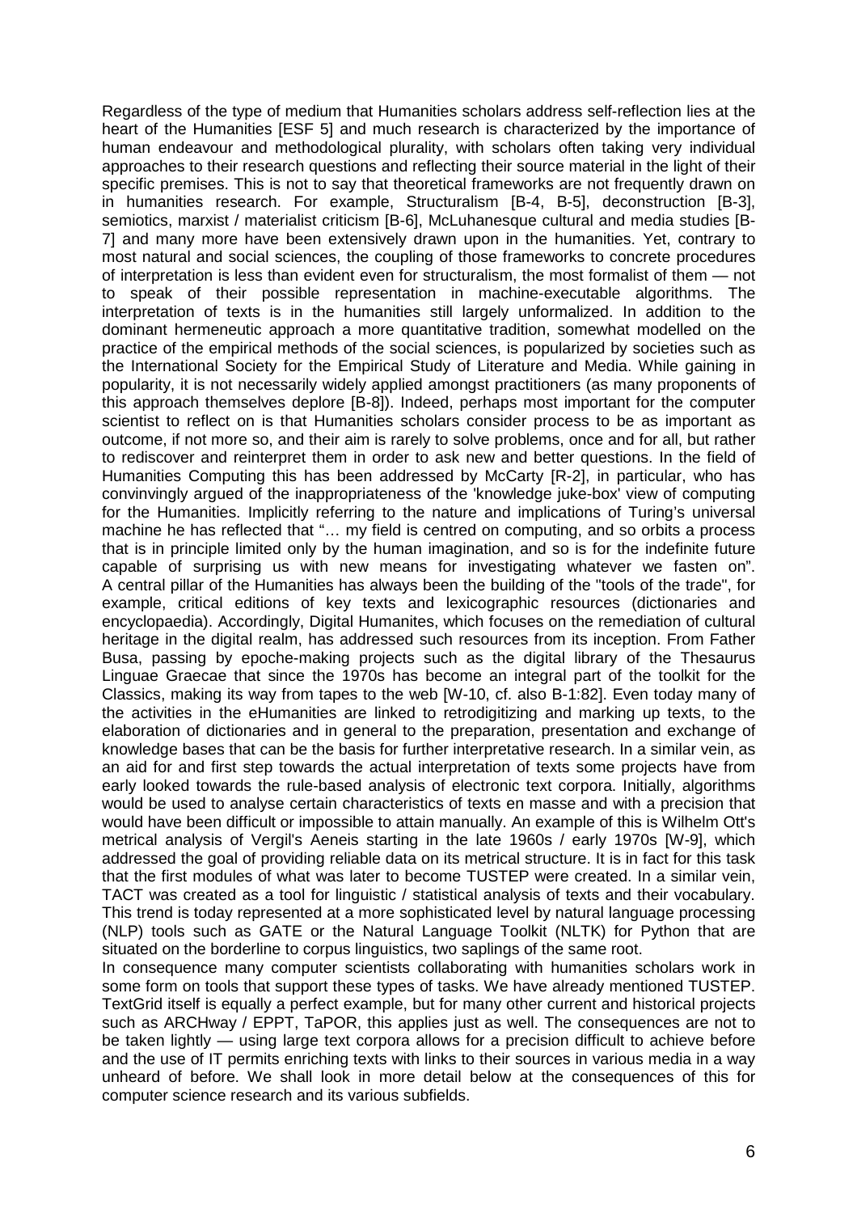Regardless of the type of medium that Humanities scholars address self-reflection lies at the heart of the Humanities [ESF 5] and much research is characterized by the importance of human endeavour and methodological plurality, with scholars often taking very individual approaches to their research questions and reflecting their source material in the light of their specific premises. This is not to say that theoretical frameworks are not frequently drawn on in humanities research. For example, Structuralism [B-4, B-5], deconstruction [B-3], semiotics, marxist / materialist criticism [B-6], McLuhanesque cultural and media studies [B-7] and many more have been extensively drawn upon in the humanities. Yet, contrary to most natural and social sciences, the coupling of those frameworks to concrete procedures of interpretation is less than evident even for structuralism, the most formalist of them — not to speak of their possible representation in machine-executable algorithms. The interpretation of texts is in the humanities still largely unformalized. In addition to the dominant hermeneutic approach a more quantitative tradition, somewhat modelled on the practice of the empirical methods of the social sciences, is popularized by societies such as the International Society for the Empirical Study of Literature and Media. While gaining in popularity, it is not necessarily widely applied amongst practitioners (as many proponents of this approach themselves deplore [B-8]). Indeed, perhaps most important for the computer scientist to reflect on is that Humanities scholars consider process to be as important as outcome, if not more so, and their aim is rarely to solve problems, once and for all, but rather to rediscover and reinterpret them in order to ask new and better questions. In the field of Humanities Computing this has been addressed by McCarty [R-2], in particular, who has convinvingly argued of the inappropriateness of the 'knowledge juke-box' view of computing for the Humanities. Implicitly referring to the nature and implications of Turing's universal machine he has reflected that "… my field is centred on computing, and so orbits a process that is in principle limited only by the human imagination, and so is for the indefinite future capable of surprising us with new means for investigating whatever we fasten on".

A central pillar of the Humanities has always been the building of the "tools of the trade", for example, critical editions of key texts and lexicographic resources (dictionaries and encyclopaedia). Accordingly, Digital Humanites, which focuses on the remediation of cultural heritage in the digital realm, has addressed such resources from its inception. From Father Busa, passing by epoche-making projects such as the digital library of the Thesaurus Linguae Graecae that since the 1970s has become an integral part of the toolkit for the Classics, making its way from tapes to the web [W-10, cf. also B-1:82]. Even today many of the activities in the eHumanities are linked to retrodigitizing and marking up texts, to the elaboration of dictionaries and in general to the preparation, presentation and exchange of knowledge bases that can be the basis for further interpretative research. In a similar vein, as an aid for and first step towards the actual interpretation of texts some projects have from early looked towards the rule-based analysis of electronic text corpora. Initially, algorithms would be used to analyse certain characteristics of texts en masse and with a precision that would have been difficult or impossible to attain manually. An example of this is Wilhelm Ott's metrical analysis of Vergil's Aeneis starting in the late 1960s / early 1970s [W-9], which addressed the goal of providing reliable data on its metrical structure. It is in fact for this task that the first modules of what was later to become TUSTEP were created. In a similar vein, TACT was created as a tool for linguistic / statistical analysis of texts and their vocabulary. This trend is today represented at a more sophisticated level by natural language processing (NLP) tools such as GATE or the Natural Language Toolkit (NLTK) for Python that are situated on the borderline to corpus linguistics, two saplings of the same root.

In consequence many computer scientists collaborating with humanities scholars work in some form on tools that support these types of tasks. We have already mentioned TUSTEP. TextGrid itself is equally a perfect example, but for many other current and historical projects such as ARCHway / EPPT, TaPOR, this applies just as well. The consequences are not to be taken lightly — using large text corpora allows for a precision difficult to achieve before and the use of IT permits enriching texts with links to their sources in various media in a way unheard of before. We shall look in more detail below at the consequences of this for computer science research and its various subfields.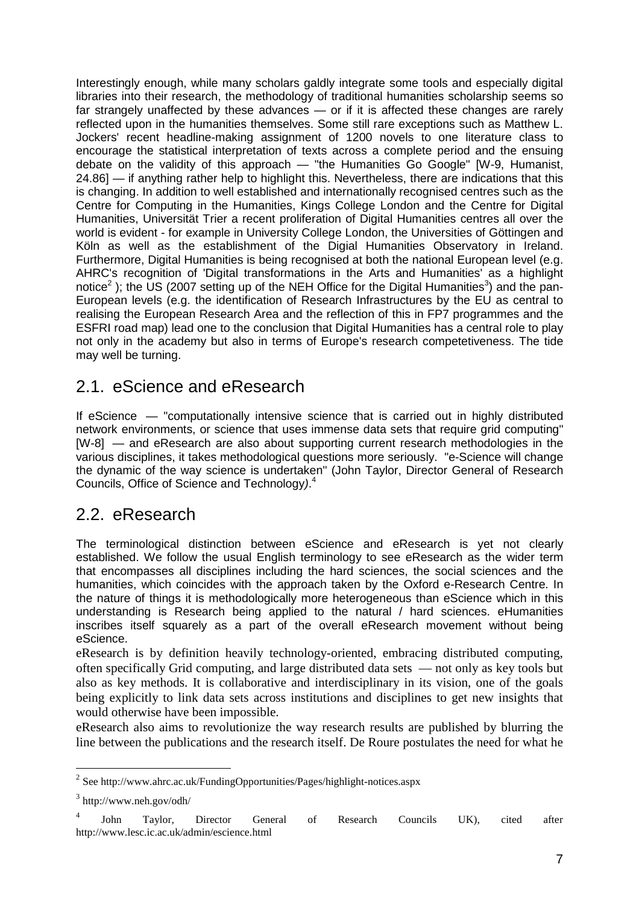Interestingly enough, while many scholars galdly integrate some tools and especially digital libraries into their research, the methodology of traditional humanities scholarship seems so far strangely unaffected by these advances — or if it is affected these changes are rarely reflected upon in the humanities themselves. Some still rare exceptions such as Matthew L. Jockers' recent headline-making assignment of 1200 novels to one literature class to encourage the statistical interpretation of texts across a complete period and the ensuing debate on the validity of this approach — "the Humanities Go Google" [W-9, Humanist, 24.86] — if anything rather help to highlight this. Nevertheless, there are indications that this is changing. In addition to well established and internationally recognised centres such as the Centre for Computing in the Humanities, Kings College London and the Centre for Digital Humanities, Universität Trier a recent proliferation of Digital Humanities centres all over the world is evident - for example in University College London, the Universities of Göttingen and Köln as well as the establishment of the Digial Humanities Observatory in Ireland. Furthermore, Digital Humanities is being recognised at both the national European level (e.g. AHRC's recognition of 'Digital transformations in the Arts and Humanities' as a highlight notice[2] ); the US (2007 setting up of the NEH Office for the Digital Humanities[3]) and the pan-European levels (e.g. the identification of Research Infrastructures by the EU as central to realising the European Research Area and the reflection of this in FP7 programmes and the ESFRI road map) lead one to the conclusion that Digital Humanities has a central role to play not only in the academy but also in terms of Europe's research competetiveness. The tide may well be turning.

## 2.1. eScience and eResearch

If eScience — "computationally intensive science that is carried out in highly distributed network environments, or science that uses immense data sets that require grid computing" [W-8] — and eResearch are also about supporting current research methodologies in the various disciplines, it takes methodological questions more seriously. "e-Science will change the dynamic of the way science is undertaken" (John Taylor, Director General of Research Councils, Office of Science and Technology).[4]

## 2.2. eResearch

The terminological distinction between eScience and eResearch is yet not clearly established. We follow the usual English terminology to see eResearch as the wider term that encompasses all disciplines including the hard sciences, the social sciences and the humanities, which coincides with the approach taken by the Oxford e-Research Centre. In the nature of things it is methodologically more heterogeneous than eScience which in this understanding is Research being applied to the natural / hard sciences. eHumanities inscribes itself squarely as a part of the overall eResearch movement without being eScience.

eResearch is by definition heavily technology-oriented, embracing distributed computing, often specifically Grid computing, and large distributed data sets — not only as key tools but also as key methods. It is collaborative and interdisciplinary in its vision, one of the goals being explicitly to link data sets across institutions and disciplines to get new insights that would otherwise have been impossible.

eResearch also aims to revolutionize the way research results are published by blurring the line between the publications and the research itself. De Roure postulates the need for what he

---

[2] See http://www.ahrc.ac.uk/FundingOpportunities/Pages/highlight-notices.aspx

[3] http://www.neh.gov/odh/

[4] John Taylor, Director General of Research Councils UK), cited after http://www.lesc.ic.ac.uk/admin/escience.html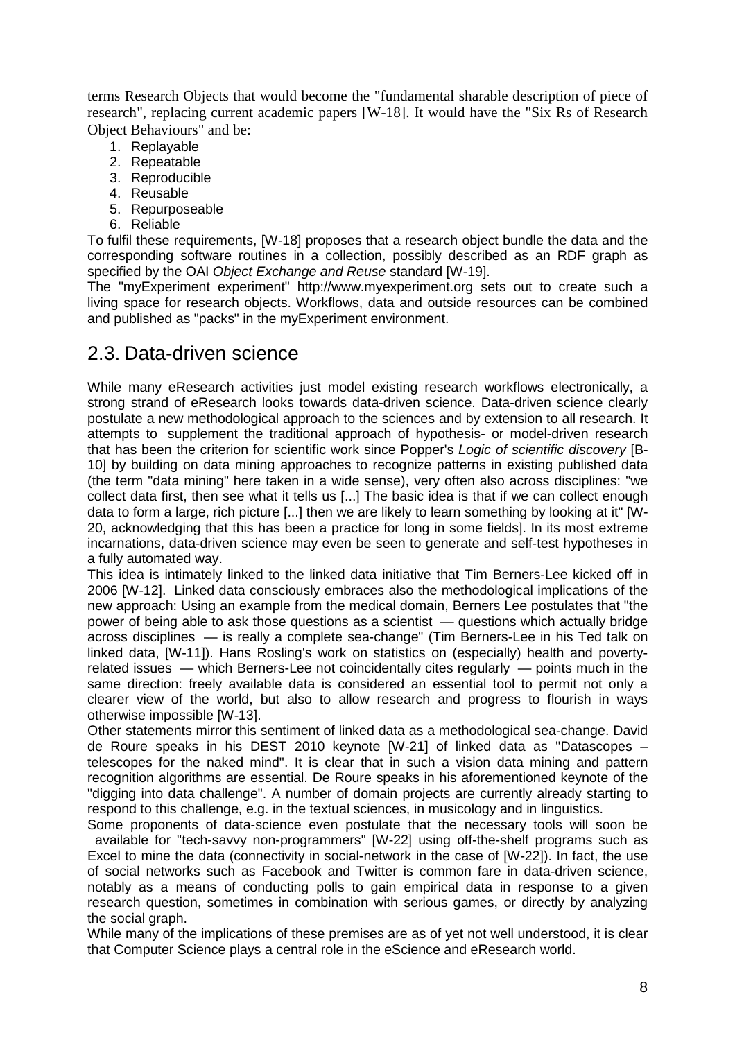terms Research Objects that would become the "fundamental sharable description of piece of research", replacing current academic papers [W-18]. It would have the "Six Rs of Research Object Behaviours" and be:

1. Replayable
2. Repeatable
3. Reproducible
4. Reusable
5. Repurposeable
6. Reliable

To fulfil these requirements, [W-18] proposes that a research object bundle the data and the corresponding software routines in a collection, possibly described as an RDF graph as specified by the OAI *Object Exchange and Reuse* standard [W-19].

The "myExperiment experiment" http://www.myexperiment.org sets out to create such a living space for research objects. Workflows, data and outside resources can be combined and published as "packs" in the myExperiment environment.

## 2.3. Data-driven science

While many eResearch activities just model existing research workflows electronically, a strong strand of eResearch looks towards data-driven science. Data-driven science clearly postulate a new methodological approach to the sciences and by extension to all research. It attempts to supplement the traditional approach of hypothesis- or model-driven research that has been the criterion for scientific work since Popper's *Logic of scientific discovery* [B-10] by building on data mining approaches to recognize patterns in existing published data (the term "data mining" here taken in a wide sense), very often also across disciplines: "we collect data first, then see what it tells us [...] The basic idea is that if we can collect enough data to form a large, rich picture [...] then we are likely to learn something by looking at it" [W-20, acknowledging that this has been a practice for long in some fields]. In its most extreme incarnations, data-driven science may even be seen to generate and self-test hypotheses in a fully automated way.

This idea is intimately linked to the linked data initiative that Tim Berners-Lee kicked off in 2006 [W-12]. Linked data consciously embraces also the methodological implications of the new approach: Using an example from the medical domain, Berners Lee postulates that "the power of being able to ask those questions as a scientist — questions which actually bridge across disciplines — is really a complete sea-change" (Tim Berners-Lee in his Ted talk on linked data, [W-11]). Hans Rosling's work on statistics on (especially) health and poverty-related issues — which Berners-Lee not coincidentally cites regularly — points much in the same direction: freely available data is considered an essential tool to permit not only a clearer view of the world, but also to allow research and progress to flourish in ways otherwise impossible [W-13].

Other statements mirror this sentiment of linked data as a methodological sea-change. David de Roure speaks in his DEST 2010 keynote [W-21] of linked data as "Datascopes – telescopes for the naked mind". It is clear that in such a vision data mining and pattern recognition algorithms are essential. De Roure speaks in his aforementioned keynote of the "digging into data challenge". A number of domain projects are currently already starting to respond to this challenge, e.g. in the textual sciences, in musicology and in linguistics.

Some proponents of data-science even postulate that the necessary tools will soon be available for "tech-savvy non-programmers" [W-22] using off-the-shelf programs such as Excel to mine the data (connectivity in social-network in the case of [W-22]). In fact, the use of social networks such as Facebook and Twitter is common fare in data-driven science, notably as a means of conducting polls to gain empirical data in response to a given research question, sometimes in combination with serious games, or directly by analyzing the social graph.

While many of the implications of these premises are as of yet not well understood, it is clear that Computer Science plays a central role in the eScience and eResearch world.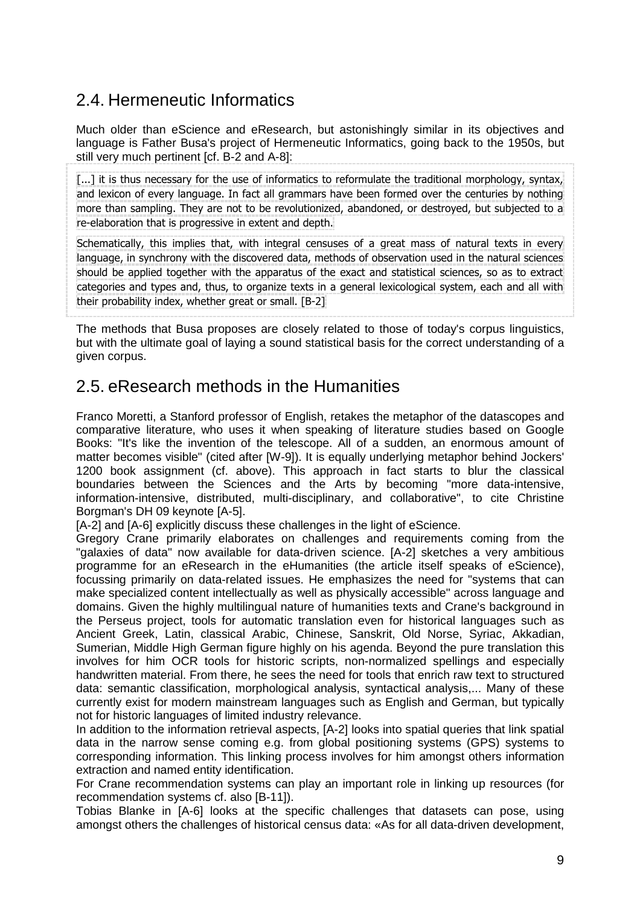## 2.4. Hermeneutic Informatics

Much older than eScience and eResearch, but astonishingly similar in its objectives and language is Father Busa's project of Hermeneutic Informatics, going back to the 1950s, but still very much pertinent [cf. B-2 and A-8]:

> [...] it is thus necessary for the use of informatics to reformulate the traditional morphology, syntax, and lexicon of every language. In fact all grammars have been formed over the centuries by nothing more than sampling. They are not to be revolutionized, abandoned, or destroyed, but subjected to a re-elaboration that is progressive in extent and depth.
>
> Schematically, this implies that, with integral censuses of a great mass of natural texts in every language, in synchrony with the discovered data, methods of observation used in the natural sciences should be applied together with the apparatus of the exact and statistical sciences, so as to extract categories and types and, thus, to organize texts in a general lexicological system, each and all with their probability index, whether great or small. [B-2]

The methods that Busa proposes are closely related to those of today's corpus linguistics, but with the ultimate goal of laying a sound statistical basis for the correct understanding of a given corpus.

## 2.5. eResearch methods in the Humanities

Franco Moretti, a Stanford professor of English, retakes the metaphor of the datascopes and comparative literature, who uses it when speaking of literature studies based on Google Books: "It's like the invention of the telescope. All of a sudden, an enormous amount of matter becomes visible" (cited after [W-9]). It is equally underlying metaphor behind Jockers' 1200 book assignment (cf. above). This approach in fact starts to blur the classical boundaries between the Sciences and the Arts by becoming "more data-intensive, information-intensive, distributed, multi-disciplinary, and collaborative", to cite Christine Borgman's DH 09 keynote [A-5].

[A-2] and [A-6] explicitly discuss these challenges in the light of eScience.

Gregory Crane primarily elaborates on challenges and requirements coming from the "galaxies of data" now available for data-driven science. [A-2] sketches a very ambitious programme for an eResearch in the eHumanities (the article itself speaks of eScience), focussing primarily on data-related issues. He emphasizes the need for "systems that can make specialized content intellectually as well as physically accessible" across language and domains. Given the highly multilingual nature of humanities texts and Crane's background in the Perseus project, tools for automatic translation even for historical languages such as Ancient Greek, Latin, classical Arabic, Chinese, Sanskrit, Old Norse, Syriac, Akkadian, Sumerian, Middle High German figure highly on his agenda. Beyond the pure translation this involves for him OCR tools for historic scripts, non-normalized spellings and especially handwritten material. From there, he sees the need for tools that enrich raw text to structured data: semantic classification, morphological analysis, syntactical analysis,... Many of these currently exist for modern mainstream languages such as English and German, but typically not for historic languages of limited industry relevance.

In addition to the information retrieval aspects, [A-2] looks into spatial queries that link spatial data in the narrow sense coming e.g. from global positioning systems (GPS) systems to corresponding information. This linking process involves for him amongst others information extraction and named entity identification.

For Crane recommendation systems can play an important role in linking up resources (for recommendation systems cf. also [B-11]).

Tobias Blanke in [A-6] looks at the specific challenges that datasets can pose, using amongst others the challenges of historical census data: «As for all data-driven development,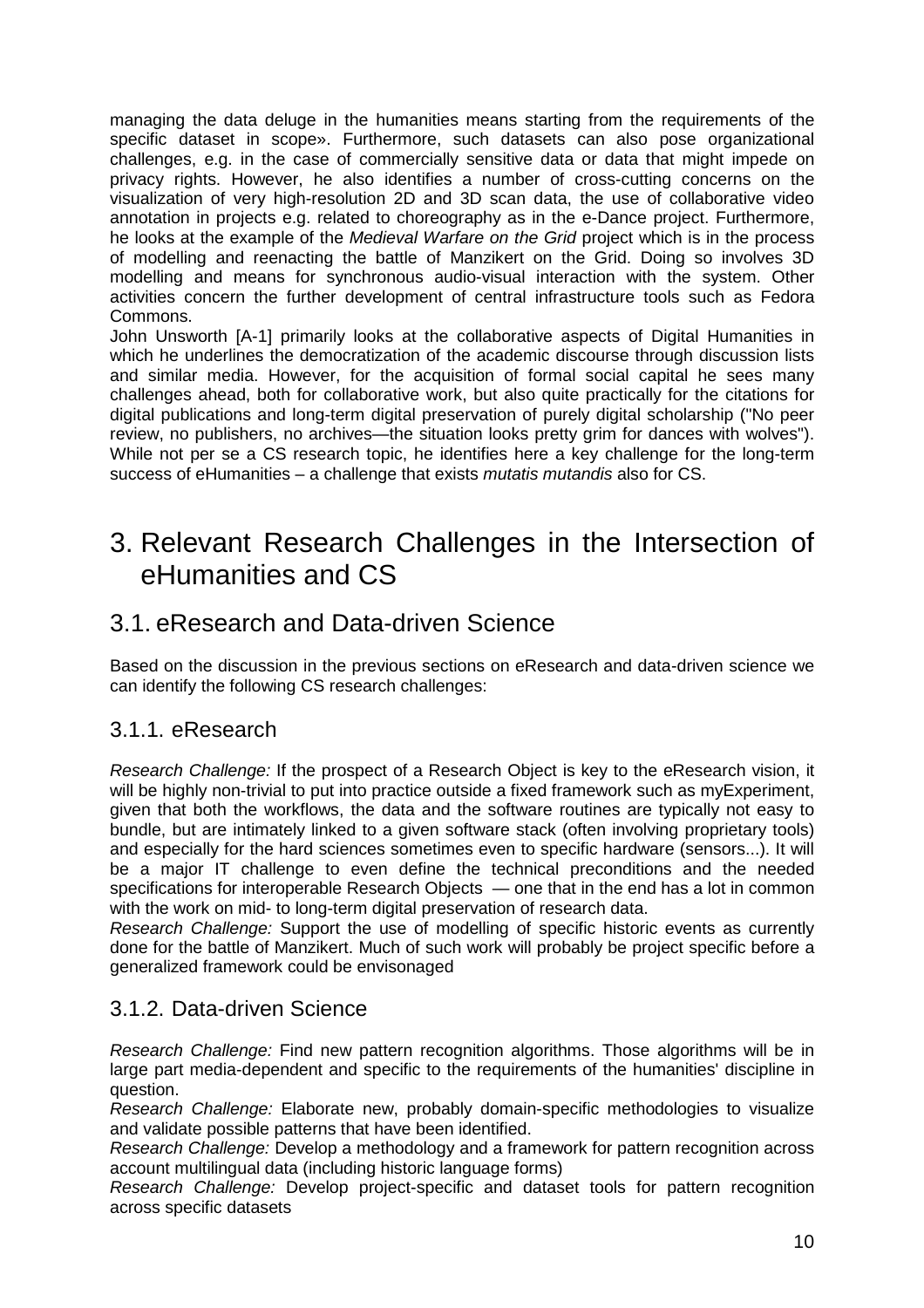managing the data deluge in the humanities means starting from the requirements of the specific dataset in scope». Furthermore, such datasets can also pose organizational challenges, e.g. in the case of commercially sensitive data or data that might impede on privacy rights. However, he also identifies a number of cross-cutting concerns on the visualization of very high-resolution 2D and 3D scan data, the use of collaborative video annotation in projects e.g. related to choreography as in the e-Dance project. Furthermore, he looks at the example of the *Medieval Warfare on the Grid* project which is in the process of modelling and reenacting the battle of Manzikert on the Grid. Doing so involves 3D modelling and means for synchronous audio-visual interaction with the system. Other activities concern the further development of central infrastructure tools such as Fedora Commons.

John Unsworth [A-1] primarily looks at the collaborative aspects of Digital Humanities in which he underlines the democratization of the academic discourse through discussion lists and similar media. However, for the acquisition of formal social capital he sees many challenges ahead, both for collaborative work, but also quite practically for the citations for digital publications and long-term digital preservation of purely digital scholarship ("No peer review, no publishers, no archives—the situation looks pretty grim for dances with wolves"). While not per se a CS research topic, he identifies here a key challenge for the long-term success of eHumanities – a challenge that exists *mutatis mutandis* also for CS.

# 3. Relevant Research Challenges in the Intersection of eHumanities and CS

## 3.1. eResearch and Data-driven Science

Based on the discussion in the previous sections on eResearch and data-driven science we can identify the following CS research challenges:

### 3.1.1. eResearch

*Research Challenge:* If the prospect of a Research Object is key to the eResearch vision, it will be highly non-trivial to put into practice outside a fixed framework such as myExperiment, given that both the workflows, the data and the software routines are typically not easy to bundle, but are intimately linked to a given software stack (often involving proprietary tools) and especially for the hard sciences sometimes even to specific hardware (sensors...). It will be a major IT challenge to even define the technical preconditions and the needed specifications for interoperable Research Objects — one that in the end has a lot in common with the work on mid- to long-term digital preservation of research data.

*Research Challenge:* Support the use of modelling of specific historic events as currently done for the battle of Manzikert. Much of such work will probably be project specific before a generalized framework could be envisonaged

### 3.1.2. Data-driven Science

*Research Challenge:* Find new pattern recognition algorithms. Those algorithms will be in large part media-dependent and specific to the requirements of the humanities' discipline in question.

*Research Challenge:* Elaborate new, probably domain-specific methodologies to visualize and validate possible patterns that have been identified.

*Research Challenge:* Develop a methodology and a framework for pattern recognition across account multilingual data (including historic language forms)

*Research Challenge:* Develop project-specific and dataset tools for pattern recognition across specific datasets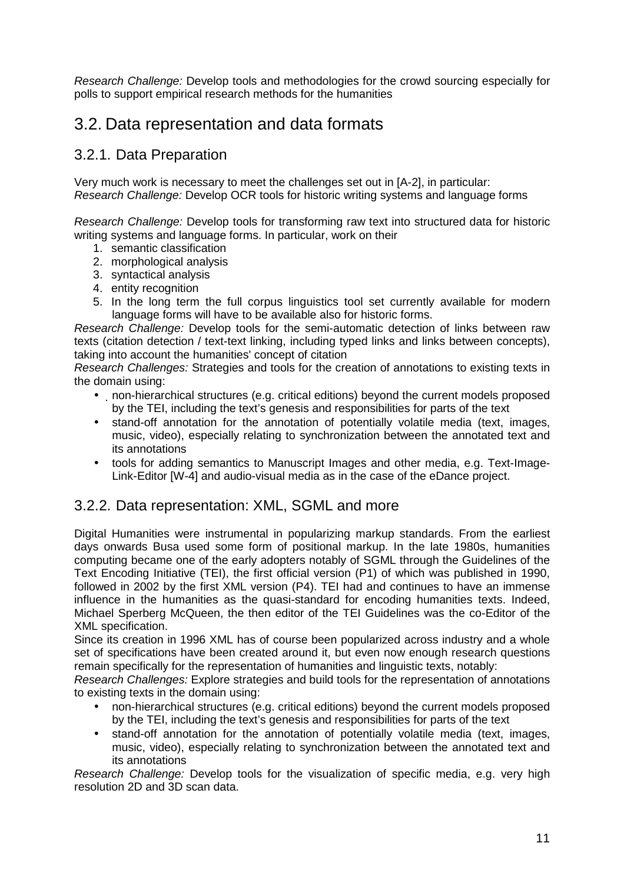*Research Challenge:* Develop tools and methodologies for the crowd sourcing especially for polls to support empirical research methods for the humanities

## 3.2. Data representation and data formats

### 3.2.1. Data Preparation

Very much work is necessary to meet the challenges set out in [A-2], in particular:
*Research Challenge:* Develop OCR tools for historic writing systems and language forms

*Research Challenge:* Develop tools for transforming raw text into structured data for historic writing systems and language forms. In particular, work on their

1. semantic classification
2. morphological analysis
3. syntactical analysis
4. entity recognition
5. In the long term the full corpus linguistics tool set currently available for modern language forms will have to be available also for historic forms.

*Research Challenge:* Develop tools for the semi-automatic detection of links between raw texts (citation detection / text-text linking, including typed links and links between concepts), taking into account the humanities' concept of citation

*Research Challenges:* Strategies and tools for the creation of annotations to existing texts in the domain using:

- non-hierarchical structures (e.g. critical editions) beyond the current models proposed by the TEI, including the text's genesis and responsibilities for parts of the text
- stand-off annotation for the annotation of potentially volatile media (text, images, music, video), especially relating to synchronization between the annotated text and its annotations
- tools for adding semantics to Manuscript Images and other media, e.g. Text-Image-Link-Editor [W-4] and audio-visual media as in the case of the eDance project.

### 3.2.2. Data representation: XML, SGML and more

Digital Humanities were instrumental in popularizing markup standards. From the earliest days onwards Busa used some form of positional markup. In the late 1980s, humanities computing became one of the early adopters notably of SGML through the Guidelines of the Text Encoding Initiative (TEI), the first official version (P1) of which was published in 1990, followed in 2002 by the first XML version (P4). TEI had and continues to have an immense influence in the humanities as the quasi-standard for encoding humanities texts. Indeed, Michael Sperberg McQueen, the then editor of the TEI Guidelines was the co-Editor of the XML specification.

Since its creation in 1996 XML has of course been popularized across industry and a whole set of specifications have been created around it, but even now enough research questions remain specifically for the representation of humanities and linguistic texts, notably:

*Research Challenges:* Explore strategies and build tools for the representation of annotations to existing texts in the domain using:

- non-hierarchical structures (e.g. critical editions) beyond the current models proposed by the TEI, including the text's genesis and responsibilities for parts of the text
- stand-off annotation for the annotation of potentially volatile media (text, images, music, video), especially relating to synchronization between the annotated text and its annotations

*Research Challenge:* Develop tools for the visualization of specific media, e.g. very high resolution 2D and 3D scan data.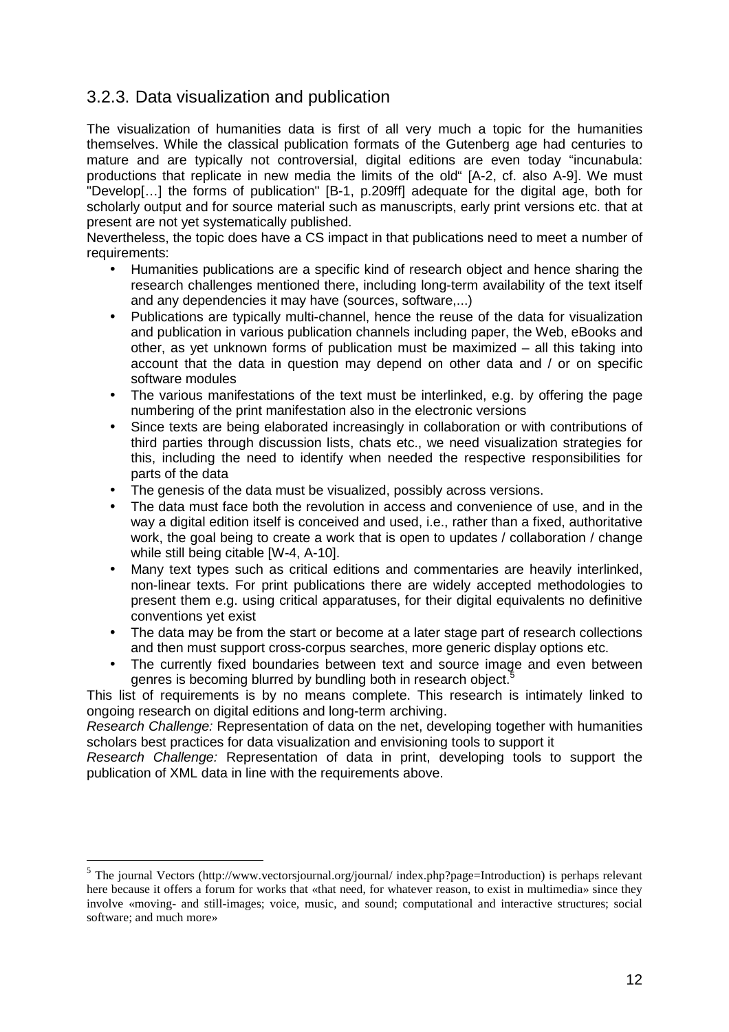### 3.2.3. Data visualization and publication

The visualization of humanities data is first of all very much a topic for the humanities themselves. While the classical publication formats of the Gutenberg age had centuries to mature and are typically not controversial, digital editions are even today "incunabula: productions that replicate in new media the limits of the old" [A-2, cf. also A-9]. We must "Develop[…] the forms of publication" [B-1, p.209ff] adequate for the digital age, both for scholarly output and for source material such as manuscripts, early print versions etc. that at present are not yet systematically published.

Nevertheless, the topic does have a CS impact in that publications need to meet a number of requirements:

- Humanities publications are a specific kind of research object and hence sharing the research challenges mentioned there, including long-term availability of the text itself and any dependencies it may have (sources, software,...)
- Publications are typically multi-channel, hence the reuse of the data for visualization and publication in various publication channels including paper, the Web, eBooks and other, as yet unknown forms of publication must be maximized – all this taking into account that the data in question may depend on other data and / or on specific software modules
- The various manifestations of the text must be interlinked, e.g. by offering the page numbering of the print manifestation also in the electronic versions
- Since texts are being elaborated increasingly in collaboration or with contributions of third parties through discussion lists, chats etc., we need visualization strategies for this, including the need to identify when needed the respective responsibilities for parts of the data
- The genesis of the data must be visualized, possibly across versions.
- The data must face both the revolution in access and convenience of use, and in the way a digital edition itself is conceived and used, i.e., rather than a fixed, authoritative work, the goal being to create a work that is open to updates / collaboration / change while still being citable [W-4, A-10].
- Many text types such as critical editions and commentaries are heavily interlinked, non-linear texts. For print publications there are widely accepted methodologies to present them e.g. using critical apparatuses, for their digital equivalents no definitive conventions yet exist
- The data may be from the start or become at a later stage part of research collections and then must support cross-corpus searches, more generic display options etc.
- The currently fixed boundaries between text and source image and even between genres is becoming blurred by bundling both in research object.[5]

This list of requirements is by no means complete. This research is intimately linked to ongoing research on digital editions and long-term archiving.

*Research Challenge:* Representation of data on the net, developing together with humanities scholars best practices for data visualization and envisioning tools to support it

*Research Challenge:* Representation of data in print, developing tools to support the publication of XML data in line with the requirements above.

---

[5] The journal Vectors (http://www.vectorsjournal.org/journal/ index.php?page=Introduction) is perhaps relevant here because it offers a forum for works that «that need, for whatever reason, to exist in multimedia» since they involve «moving- and still-images; voice, music, and sound; computational and interactive structures; social software; and much more»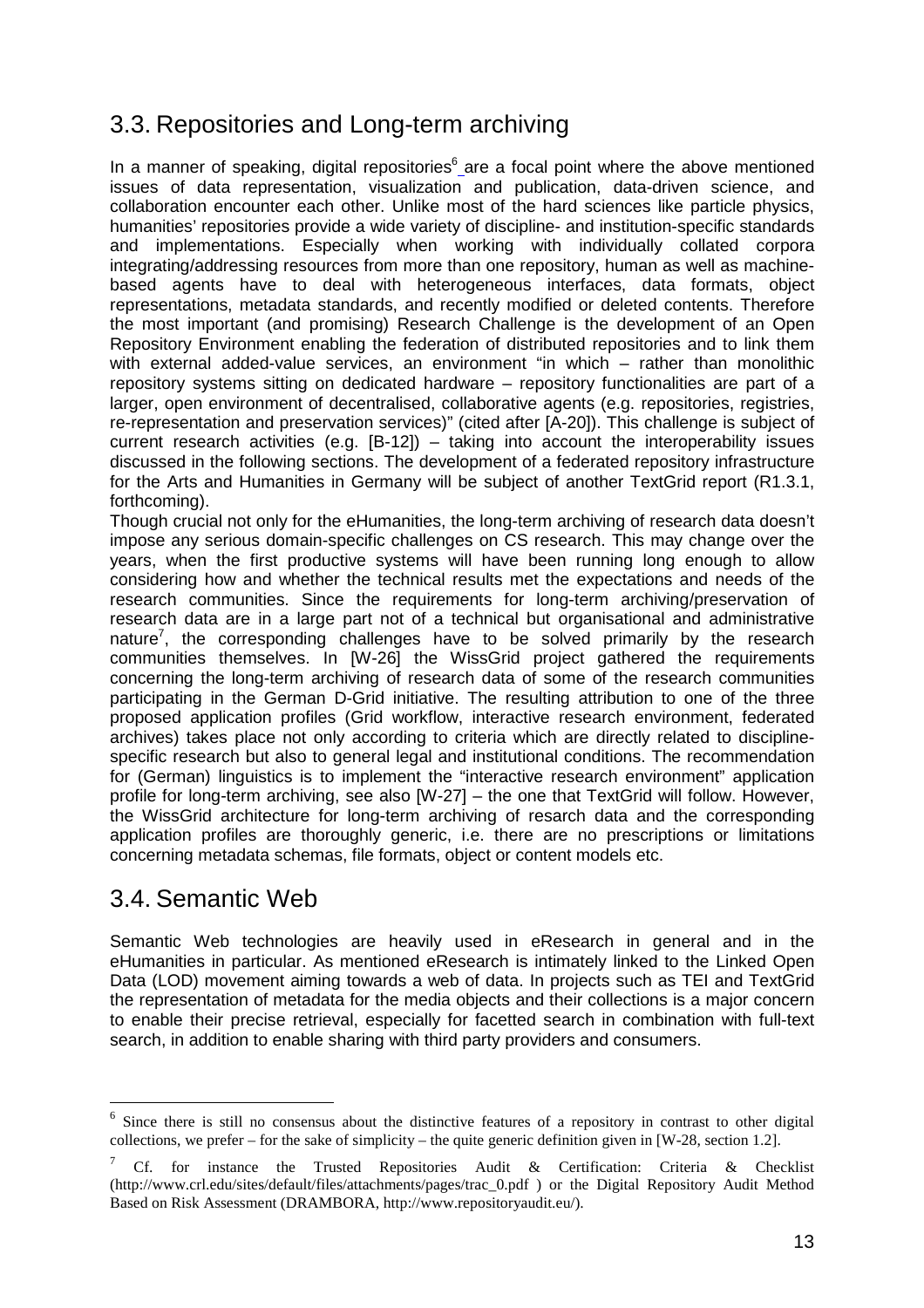## 3.3. Repositories and Long-term archiving

In a manner of speaking, digital repositories[6] are a focal point where the above mentioned issues of data representation, visualization and publication, data-driven science, and collaboration encounter each other. Unlike most of the hard sciences like particle physics, humanities' repositories provide a wide variety of discipline- and institution-specific standards and implementations. Especially when working with individually collated corpora integrating/addressing resources from more than one repository, human as well as machine-based agents have to deal with heterogeneous interfaces, data formats, object representations, metadata standards, and recently modified or deleted contents. Therefore the most important (and promising) Research Challenge is the development of an Open Repository Environment enabling the federation of distributed repositories and to link them with external added-value services, an environment "in which – rather than monolithic repository systems sitting on dedicated hardware – repository functionalities are part of a larger, open environment of decentralised, collaborative agents (e.g. repositories, registries, re-representation and preservation services)" (cited after [A-20]). This challenge is subject of current research activities (e.g. [B-12]) – taking into account the interoperability issues discussed in the following sections. The development of a federated repository infrastructure for the Arts and Humanities in Germany will be subject of another TextGrid report (R1.3.1, forthcoming).

Though crucial not only for the eHumanities, the long-term archiving of research data doesn't impose any serious domain-specific challenges on CS research. This may change over the years, when the first productive systems will have been running long enough to allow considering how and whether the technical results met the expectations and needs of the research communities. Since the requirements for long-term archiving/preservation of research data are in a large part not of a technical but organisational and administrative nature[7], the corresponding challenges have to be solved primarily by the research communities themselves. In [W-26] the WissGrid project gathered the requirements concerning the long-term archiving of research data of some of the research communities participating in the German D-Grid initiative. The resulting attribution to one of the three proposed application profiles (Grid workflow, interactive research environment, federated archives) takes place not only according to criteria which are directly related to discipline-specific research but also to general legal and institutional conditions. The recommendation for (German) linguistics is to implement the "interactive research environment" application profile for long-term archiving, see also [W-27] – the one that TextGrid will follow. However, the WissGrid architecture for long-term archiving of resarch data and the corresponding application profiles are thoroughly generic, i.e. there are no prescriptions or limitations concerning metadata schemas, file formats, object or content models etc.

## 3.4. Semantic Web

Semantic Web technologies are heavily used in eResearch in general and in the eHumanities in particular. As mentioned eResearch is intimately linked to the Linked Open Data (LOD) movement aiming towards a web of data. In projects such as TEI and TextGrid the representation of metadata for the media objects and their collections is a major concern to enable their precise retrieval, especially for facetted search in combination with full-text search, in addition to enable sharing with third party providers and consumers.

---

[6] Since there is still no consensus about the distinctive features of a repository in contrast to other digital collections, we prefer – for the sake of simplicity – the quite generic definition given in [W-28, section 1.2].

[7] Cf. for instance the Trusted Repositories Audit & Certification: Criteria & Checklist (http://www.crl.edu/sites/default/files/attachments/pages/trac_0.pdf ) or the Digital Repository Audit Method Based on Risk Assessment (DRAMBORA, http://www.repositoryaudit.eu/).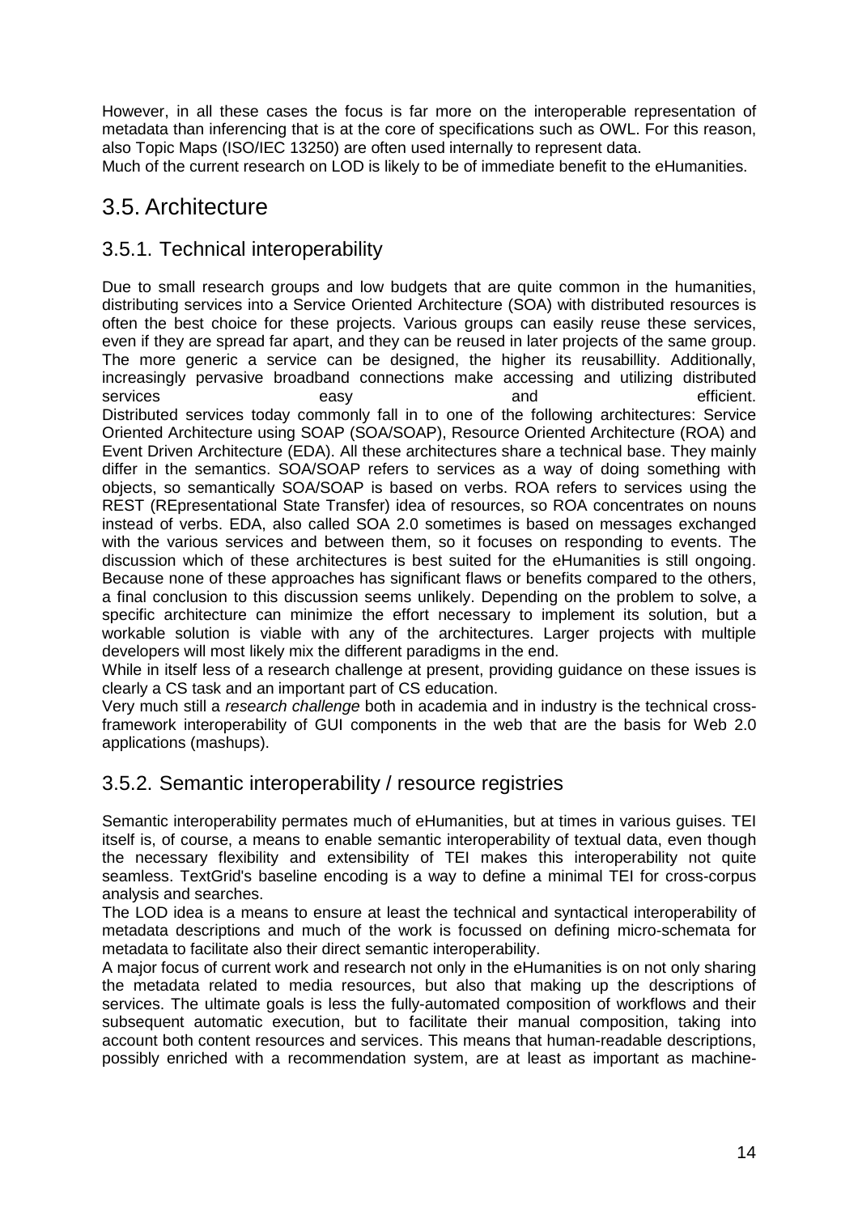However, in all these cases the focus is far more on the interoperable representation of metadata than inferencing that is at the core of specifications such as OWL. For this reason, also Topic Maps (ISO/IEC 13250) are often used internally to represent data.
Much of the current research on LOD is likely to be of immediate benefit to the eHumanities.

## 3.5. Architecture

### 3.5.1. Technical interoperability

Due to small research groups and low budgets that are quite common in the humanities, distributing services into a Service Oriented Architecture (SOA) with distributed resources is often the best choice for these projects. Various groups can easily reuse these services, even if they are spread far apart, and they can be reused in later projects of the same group. The more generic a service can be designed, the higher its reusabillity. Additionally, increasingly pervasive broadband connections make accessing and utilizing distributed services easy and efficient.
Distributed services today commonly fall in to one of the following architectures: Service Oriented Architecture using SOAP (SOA/SOAP), Resource Oriented Architecture (ROA) and Event Driven Architecture (EDA). All these architectures share a technical base. They mainly differ in the semantics. SOA/SOAP refers to services as a way of doing something with objects, so semantically SOA/SOAP is based on verbs. ROA refers to services using the REST (REpresentational State Transfer) idea of resources, so ROA concentrates on nouns instead of verbs. EDA, also called SOA 2.0 sometimes is based on messages exchanged with the various services and between them, so it focuses on responding to events. The discussion which of these architectures is best suited for the eHumanities is still ongoing. Because none of these approaches has significant flaws or benefits compared to the others, a final conclusion to this discussion seems unlikely. Depending on the problem to solve, a specific architecture can minimize the effort necessary to implement its solution, but a workable solution is viable with any of the architectures. Larger projects with multiple developers will most likely mix the different paradigms in the end.
While in itself less of a research challenge at present, providing guidance on these issues is clearly a CS task and an important part of CS education.
Very much still a *research challenge* both in academia and in industry is the technical cross-framework interoperability of GUI components in the web that are the basis for Web 2.0 applications (mashups).

### 3.5.2. Semantic interoperability / resource registries

Semantic interoperability permates much of eHumanities, but at times in various guises. TEI itself is, of course, a means to enable semantic interoperability of textual data, even though the necessary flexibility and extensibility of TEI makes this interoperability not quite seamless. TextGrid's baseline encoding is a way to define a minimal TEI for cross-corpus analysis and searches.
The LOD idea is a means to ensure at least the technical and syntactical interoperability of metadata descriptions and much of the work is focussed on defining micro-schemata for metadata to facilitate also their direct semantic interoperability.
A major focus of current work and research not only in the eHumanities is on not only sharing the metadata related to media resources, but also that making up the descriptions of services. The ultimate goals is less the fully-automated composition of workflows and their subsequent automatic execution, but to facilitate their manual composition, taking into account both content resources and services. This means that human-readable descriptions, possibly enriched with a recommendation system, are at least as important as machine-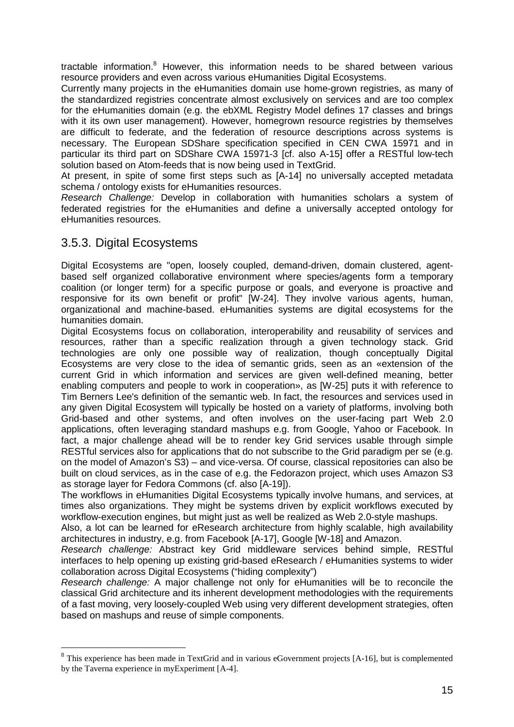tractable information.[8] However, this information needs to be shared between various resource providers and even across various eHumanities Digital Ecosystems.

Currently many projects in the eHumanities domain use home-grown registries, as many of the standardized registries concentrate almost exclusively on services and are too complex for the eHumanities domain (e.g. the ebXML Registry Model defines 17 classes and brings with it its own user management). However, homegrown resource registries by themselves are difficult to federate, and the federation of resource descriptions across systems is necessary. The European SDShare specification specified in CEN CWA 15971 and in particular its third part on SDShare CWA 15971-3 [cf. also A-15] offer a RESTful low-tech solution based on Atom-feeds that is now being used in TextGrid.

At present, in spite of some first steps such as [A-14] no universally accepted metadata schema / ontology exists for eHumanities resources.

*Research Challenge:* Develop in collaboration with humanities scholars a system of federated registries for the eHumanities and define a universally accepted ontology for eHumanities resources.

### 3.5.3. Digital Ecosystems

Digital Ecosystems are "open, loosely coupled, demand-driven, domain clustered, agent-based self organized collaborative environment where species/agents form a temporary coalition (or longer term) for a specific purpose or goals, and everyone is proactive and responsive for its own benefit or profit" [W-24]. They involve various agents, human, organizational and machine-based. eHumanities systems are digital ecosystems for the humanities domain.

Digital Ecosystems focus on collaboration, interoperability and reusability of services and resources, rather than a specific realization through a given technology stack. Grid technologies are only one possible way of realization, though conceptually Digital Ecosystems are very close to the idea of semantic grids, seen as an «extension of the current Grid in which information and services are given well-defined meaning, better enabling computers and people to work in cooperation», as [W-25] puts it with reference to Tim Berners Lee's definition of the semantic web. In fact, the resources and services used in any given Digital Ecosystem will typically be hosted on a variety of platforms, involving both Grid-based and other systems, and often involves on the user-facing part Web 2.0 applications, often leveraging standard mashups e.g. from Google, Yahoo or Facebook. In fact, a major challenge ahead will be to render key Grid services usable through simple RESTful services also for applications that do not subscribe to the Grid paradigm per se (e.g. on the model of Amazon's S3) – and vice-versa. Of course, classical repositories can also be built on cloud services, as in the case of e.g. the Fedorazon project, which uses Amazon S3 as storage layer for Fedora Commons (cf. also [A-19]).

The workflows in eHumanities Digital Ecosystems typically involve humans, and services, at times also organizations. They might be systems driven by explicit workflows executed by workflow-execution engines, but might just as well be realized as Web 2.0-style mashups.

Also, a lot can be learned for eResearch architecture from highly scalable, high availability architectures in industry, e.g. from Facebook [A-17], Google [W-18] and Amazon.

*Research challenge:* Abstract key Grid middleware services behind simple, RESTful interfaces to help opening up existing grid-based eResearch / eHumanities systems to wider collaboration across Digital Ecosystems ("hiding complexity")

*Research challenge:* A major challenge not only for eHumanities will be to reconcile the classical Grid architecture and its inherent development methodologies with the requirements of a fast moving, very loosely-coupled Web using very different development strategies, often based on mashups and reuse of simple components.

---

[8] This experience has been made in TextGrid and in various eGovernment projects [A-16], but is complemented by the Taverna experience in myExperiment [A-4].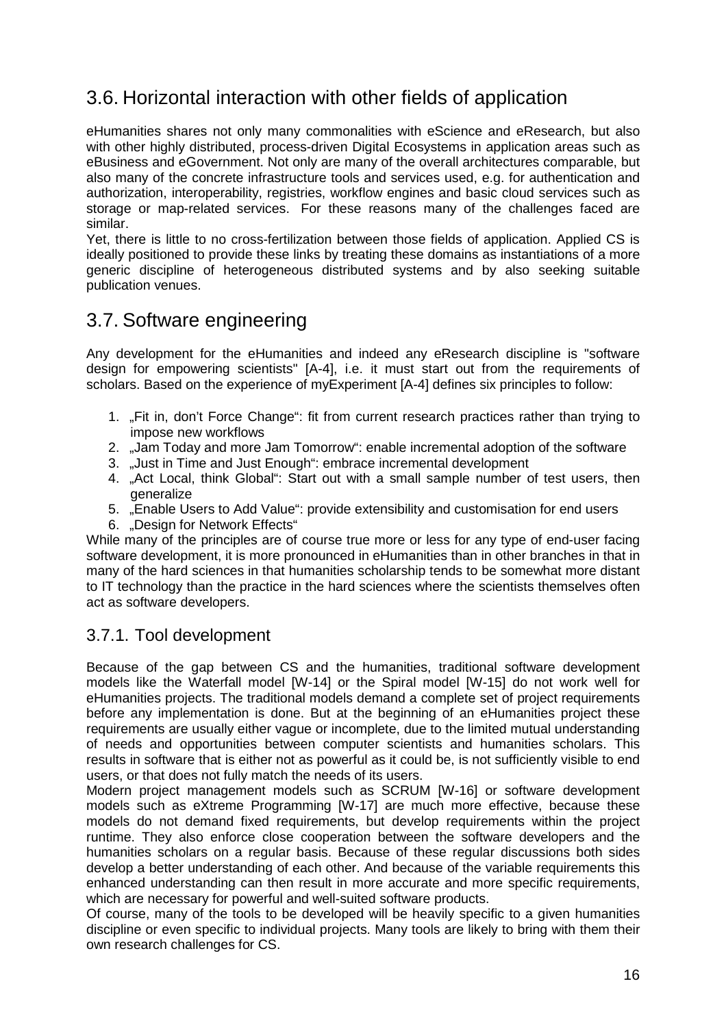## 3.6. Horizontal interaction with other fields of application

eHumanities shares not only many commonalities with eScience and eResearch, but also with other highly distributed, process-driven Digital Ecosystems in application areas such as eBusiness and eGovernment. Not only are many of the overall architectures comparable, but also many of the concrete infrastructure tools and services used, e.g. for authentication and authorization, interoperability, registries, workflow engines and basic cloud services such as storage or map-related services. For these reasons many of the challenges faced are similar.

Yet, there is little to no cross-fertilization between those fields of application. Applied CS is ideally positioned to provide these links by treating these domains as instantiations of a more generic discipline of heterogeneous distributed systems and by also seeking suitable publication venues.

## 3.7. Software engineering

Any development for the eHumanities and indeed any eResearch discipline is "software design for empowering scientists" [A-4], i.e. it must start out from the requirements of scholars. Based on the experience of myExperiment [A-4] defines six principles to follow:

1. „Fit in, don't Force Change": fit from current research practices rather than trying to impose new workflows
2. „Jam Today and more Jam Tomorrow": enable incremental adoption of the software
3. „Just in Time and Just Enough": embrace incremental development
4. „Act Local, think Global": Start out with a small sample number of test users, then generalize
5. „Enable Users to Add Value": provide extensibility and customisation for end users
6. „Design for Network Effects"

While many of the principles are of course true more or less for any type of end-user facing software development, it is more pronounced in eHumanities than in other branches in that in many of the hard sciences in that humanities scholarship tends to be somewhat more distant to IT technology than the practice in the hard sciences where the scientists themselves often act as software developers.

### 3.7.1. Tool development

Because of the gap between CS and the humanities, traditional software development models like the Waterfall model [W-14] or the Spiral model [W-15] do not work well for eHumanities projects. The traditional models demand a complete set of project requirements before any implementation is done. But at the beginning of an eHumanities project these requirements are usually either vague or incomplete, due to the limited mutual understanding of needs and opportunities between computer scientists and humanities scholars. This results in software that is either not as powerful as it could be, is not sufficiently visible to end users, or that does not fully match the needs of its users.

Modern project management models such as SCRUM [W-16] or software development models such as eXtreme Programming [W-17] are much more effective, because these models do not demand fixed requirements, but develop requirements within the project runtime. They also enforce close cooperation between the software developers and the humanities scholars on a regular basis. Because of these regular discussions both sides develop a better understanding of each other. And because of the variable requirements this enhanced understanding can then result in more accurate and more specific requirements, which are necessary for powerful and well-suited software products.

Of course, many of the tools to be developed will be heavily specific to a given humanities discipline or even specific to individual projects. Many tools are likely to bring with them their own research challenges for CS.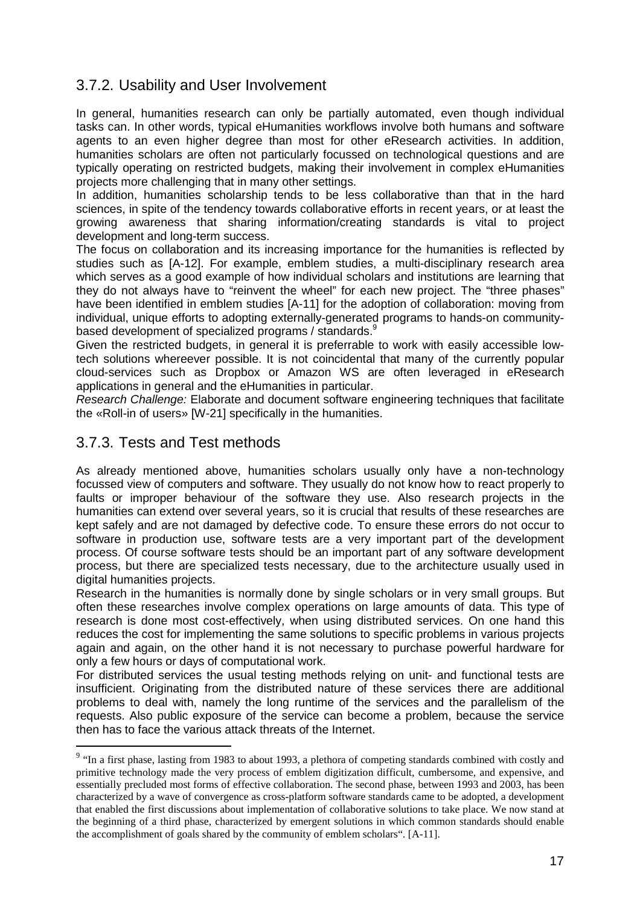### 3.7.2. Usability and User Involvement

In general, humanities research can only be partially automated, even though individual tasks can. In other words, typical eHumanities workflows involve both humans and software agents to an even higher degree than most for other eResearch activities. In addition, humanities scholars are often not particularly focussed on technological questions and are typically operating on restricted budgets, making their involvement in complex eHumanities projects more challenging that in many other settings.

In addition, humanities scholarship tends to be less collaborative than that in the hard sciences, in spite of the tendency towards collaborative efforts in recent years, or at least the growing awareness that sharing information/creating standards is vital to project development and long-term success.

The focus on collaboration and its increasing importance for the humanities is reflected by studies such as [A-12]. For example, emblem studies, a multi-disciplinary research area which serves as a good example of how individual scholars and institutions are learning that they do not always have to "reinvent the wheel" for each new project. The "three phases" have been identified in emblem studies [A-11] for the adoption of collaboration: moving from individual, unique efforts to adopting externally-generated programs to hands-on community-based development of specialized programs / standards.[9]

Given the restricted budgets, in general it is preferrable to work with easily accessible low-tech solutions whereever possible. It is not coincidental that many of the currently popular cloud-services such as Dropbox or Amazon WS are often leveraged in eResearch applications in general and the eHumanities in particular.

*Research Challenge:* Elaborate and document software engineering techniques that facilitate the «Roll-in of users» [W-21] specifically in the humanities.

### 3.7.3. Tests and Test methods

As already mentioned above, humanities scholars usually only have a non-technology focussed view of computers and software. They usually do not know how to react properly to faults or improper behaviour of the software they use. Also research projects in the humanities can extend over several years, so it is crucial that results of these researches are kept safely and are not damaged by defective code. To ensure these errors do not occur to software in production use, software tests are a very important part of the development process. Of course software tests should be an important part of any software development process, but there are specialized tests necessary, due to the architecture usually used in digital humanities projects.

Research in the humanities is normally done by single scholars or in very small groups. But often these researches involve complex operations on large amounts of data. This type of research is done most cost-effectively, when using distributed services. On one hand this reduces the cost for implementing the same solutions to specific problems in various projects again and again, on the other hand it is not necessary to purchase powerful hardware for only a few hours or days of computational work.

For distributed services the usual testing methods relying on unit- and functional tests are insufficient. Originating from the distributed nature of these services there are additional problems to deal with, namely the long runtime of the services and the parallelism of the requests. Also public exposure of the service can become a problem, because the service then has to face the various attack threats of the Internet.

[9] "In a first phase, lasting from 1983 to about 1993, a plethora of competing standards combined with costly and primitive technology made the very process of emblem digitization difficult, cumbersome, and expensive, and essentially precluded most forms of effective collaboration. The second phase, between 1993 and 2003, has been characterized by a wave of convergence as cross-platform software standards came to be adopted, a development that enabled the first discussions about implementation of collaborative solutions to take place. We now stand at the beginning of a third phase, characterized by emergent solutions in which common standards should enable the accomplishment of goals shared by the community of emblem scholars". [A-11].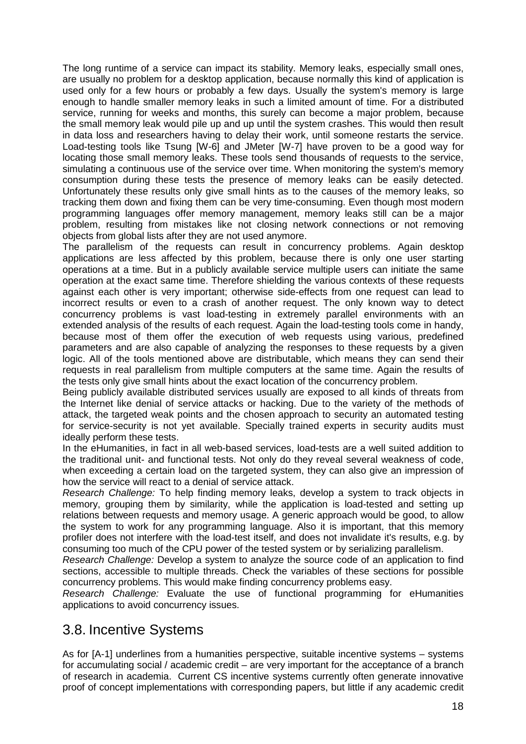The long runtime of a service can impact its stability. Memory leaks, especially small ones, are usually no problem for a desktop application, because normally this kind of application is used only for a few hours or probably a few days. Usually the system's memory is large enough to handle smaller memory leaks in such a limited amount of time. For a distributed service, running for weeks and months, this surely can become a major problem, because the small memory leak would pile up and up until the system crashes. This would then result in data loss and researchers having to delay their work, until someone restarts the service. Load-testing tools like Tsung [W-6] and JMeter [W-7] have proven to be a good way for locating those small memory leaks. These tools send thousands of requests to the service, simulating a continuous use of the service over time. When monitoring the system's memory consumption during these tests the presence of memory leaks can be easily detected. Unfortunately these results only give small hints as to the causes of the memory leaks, so tracking them down and fixing them can be very time-consuming. Even though most modern programming languages offer memory management, memory leaks still can be a major problem, resulting from mistakes like not closing network connections or not removing objects from global lists after they are not used anymore.

The parallelism of the requests can result in concurrency problems. Again desktop applications are less affected by this problem, because there is only one user starting operations at a time. But in a publicly available service multiple users can initiate the same operation at the exact same time. Therefore shielding the various contexts of these requests against each other is very important; otherwise side-effects from one request can lead to incorrect results or even to a crash of another request. The only known way to detect concurrency problems is vast load-testing in extremely parallel environments with an extended analysis of the results of each request. Again the load-testing tools come in handy, because most of them offer the execution of web requests using various, predefined parameters and are also capable of analyzing the responses to these requests by a given logic. All of the tools mentioned above are distributable, which means they can send their requests in real parallelism from multiple computers at the same time. Again the results of the tests only give small hints about the exact location of the concurrency problem.

Being publicly available distributed services usually are exposed to all kinds of threats from the Internet like denial of service attacks or hacking. Due to the variety of the methods of attack, the targeted weak points and the chosen approach to security an automated testing for service-security is not yet available. Specially trained experts in security audits must ideally perform these tests.

In the eHumanities, in fact in all web-based services, load-tests are a well suited addition to the traditional unit- and functional tests. Not only do they reveal several weakness of code, when exceeding a certain load on the targeted system, they can also give an impression of how the service will react to a denial of service attack.

*Research Challenge:* To help finding memory leaks, develop a system to track objects in memory, grouping them by similarity, while the application is load-tested and setting up relations between requests and memory usage. A generic approach would be good, to allow the system to work for any programming language. Also it is important, that this memory profiler does not interfere with the load-test itself, and does not invalidate it's results, e.g. by consuming too much of the CPU power of the tested system or by serializing parallelism.

*Research Challenge:* Develop a system to analyze the source code of an application to find sections, accessible to multiple threads. Check the variables of these sections for possible concurrency problems. This would make finding concurrency problems easy.

*Research Challenge:* Evaluate the use of functional programming for eHumanities applications to avoid concurrency issues.

## 3.8. Incentive Systems

As for [A-1] underlines from a humanities perspective, suitable incentive systems – systems for accumulating social / academic credit – are very important for the acceptance of a branch of research in academia. Current CS incentive systems currently often generate innovative proof of concept implementations with corresponding papers, but little if any academic credit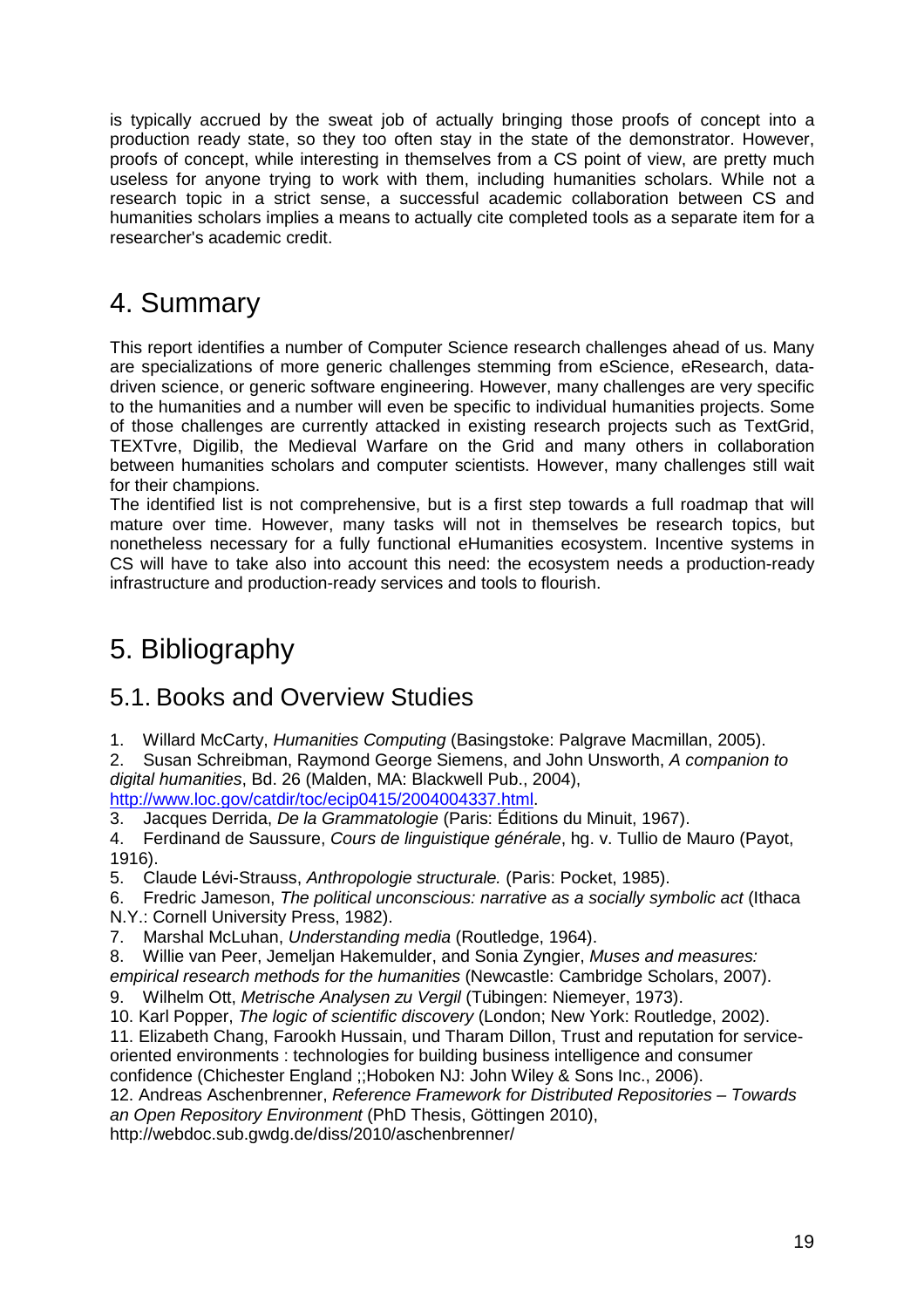is typically accrued by the sweat job of actually bringing those proofs of concept into a production ready state, so they too often stay in the state of the demonstrator. However, proofs of concept, while interesting in themselves from a CS point of view, are pretty much useless for anyone trying to work with them, including humanities scholars. While not a research topic in a strict sense, a successful academic collaboration between CS and humanities scholars implies a means to actually cite completed tools as a separate item for a researcher's academic credit.

# 4. Summary

This report identifies a number of Computer Science research challenges ahead of us. Many are specializations of more generic challenges stemming from eScience, eResearch, data-driven science, or generic software engineering. However, many challenges are very specific to the humanities and a number will even be specific to individual humanities projects. Some of those challenges are currently attacked in existing research projects such as TextGrid, TEXTvre, Digilib, the Medieval Warfare on the Grid and many others in collaboration between humanities scholars and computer scientists. However, many challenges still wait for their champions.

The identified list is not comprehensive, but is a first step towards a full roadmap that will mature over time. However, many tasks will not in themselves be research topics, but nonetheless necessary for a fully functional eHumanities ecosystem. Incentive systems in CS will have to take also into account this need: the ecosystem needs a production-ready infrastructure and production-ready services and tools to flourish.

# 5. Bibliography

## 5.1. Books and Overview Studies

1. Willard McCarty, *Humanities Computing* (Basingstoke: Palgrave Macmillan, 2005).
2. Susan Schreibman, Raymond George Siemens, and John Unsworth, *A companion to digital humanities*, Bd. 26 (Malden, MA: Blackwell Pub., 2004), http://www.loc.gov/catdir/toc/ecip0415/2004004337.html.
3. Jacques Derrida, *De la Grammatologie* (Paris: Éditions du Minuit, 1967).
4. Ferdinand de Saussure, *Cours de linguistique générale*, hg. v. Tullio de Mauro (Payot, 1916).
5. Claude Lévi-Strauss, *Anthropologie structurale.* (Paris: Pocket, 1985).
6. Fredric Jameson, *The political unconscious: narrative as a socially symbolic act* (Ithaca N.Y.: Cornell University Press, 1982).
7. Marshal McLuhan, *Understanding media* (Routledge, 1964).
8. Willie van Peer, Jemeljan Hakemulder, and Sonia Zyngier, *Muses and measures: empirical research methods for the humanities* (Newcastle: Cambridge Scholars, 2007).
9. Wilhelm Ott, *Metrische Analysen zu Vergil* (Tübingen: Niemeyer, 1973).
10. Karl Popper, *The logic of scientific discovery* (London; New York: Routledge, 2002).
11. Elizabeth Chang, Farookh Hussain, und Tharam Dillon, Trust and reputation for service-oriented environments : technologies for building business intelligence and consumer confidence (Chichester England ;;Hoboken NJ: John Wiley & Sons Inc., 2006).
12. Andreas Aschenbrenner, *Reference Framework for Distributed Repositories – Towards an Open Repository Environment* (PhD Thesis, Göttingen 2010), http://webdoc.sub.gwdg.de/diss/2010/aschenbrenner/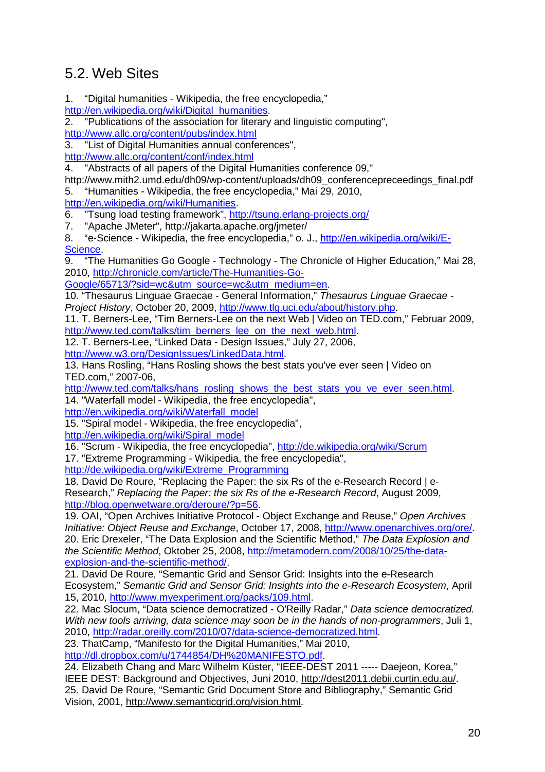## 5.2. Web Sites

1. "Digital humanities - Wikipedia, the free encyclopedia," http://en.wikipedia.org/wiki/Digital_humanities.
2. "Publications of the association for literary and linguistic computing", http://www.allc.org/content/pubs/index.html
3. "List of Digital Humanities annual conferences", http://www.allc.org/content/conf/index.html
4. "Abstracts of all papers of the Digital Humanities conference 09," http://www.mith2.umd.edu/dh09/wp-content/uploads/dh09_conferencepreceedings_final.pdf
5. "Humanities - Wikipedia, the free encyclopedia," Mai 29, 2010, http://en.wikipedia.org/wiki/Humanities.
6. "Tsung load testing framework", http://tsung.erlang-projects.org/
7. "Apache JMeter", http://jakarta.apache.org/jmeter/
8. "e-Science - Wikipedia, the free encyclopedia," o. J., http://en.wikipedia.org/wiki/E-Science.
9. "The Humanities Go Google - Technology - The Chronicle of Higher Education," Mai 28, 2010, http://chronicle.com/article/The-Humanities-Go-Google/65713/?sid=wc&utm_source=wc&utm_medium=en.
10. "Thesaurus Linguae Graecae - General Information," *Thesaurus Linguae Graecae - Project History*, October 20, 2009, http://www.tlg.uci.edu/about/history.php.
11. T. Berners-Lee, "Tim Berners-Lee on the next Web | Video on TED.com," Februar 2009, http://www.ted.com/talks/tim_berners_lee_on_the_next_web.html.
12. T. Berners-Lee, "Linked Data - Design Issues," July 27, 2006, http://www.w3.org/DesignIssues/LinkedData.html.
13. Hans Rosling, "Hans Rosling shows the best stats you've ever seen | Video on TED.com," 2007-06, http://www.ted.com/talks/hans_rosling_shows_the_best_stats_you_ve_ever_seen.html.
14. "Waterfall model - Wikipedia, the free encyclopedia", http://en.wikipedia.org/wiki/Waterfall_model
15. "Spiral model - Wikipedia, the free encyclopedia", http://en.wikipedia.org/wiki/Spiral_model
16. "Scrum - Wikipedia, the free encyclopedia", http://de.wikipedia.org/wiki/Scrum
17. "Extreme Programming - Wikipedia, the free encyclopedia", http://de.wikipedia.org/wiki/Extreme_Programming
18. David De Roure, "Replacing the Paper: the six Rs of the e-Research Record | e-Research," *Replacing the Paper: the six Rs of the e-Research Record*, August 2009, http://blog.openwetware.org/deroure/?p=56.
19. OAI, "Open Archives Initiative Protocol - Object Exchange and Reuse," *Open Archives Initiative: Object Reuse and Exchange*, October 17, 2008, http://www.openarchives.org/ore/.
20. Eric Drexeler, "The Data Explosion and the Scientific Method," *The Data Explosion and the Scientific Method*, Oktober 25, 2008, http://metamodern.com/2008/10/25/the-data-explosion-and-the-scientific-method/.
21. David De Roure, "Semantic Grid and Sensor Grid: Insights into the e-Research Ecosystem," *Semantic Grid and Sensor Grid: Insights into the e-Research Ecosystem*, April 15, 2010, http://www.myexperiment.org/packs/109.html.
22. Mac Slocum, "Data science democratized - O'Reilly Radar," *Data science democratized. With new tools arriving, data science may soon be in the hands of non-programmers*, Juli 1, 2010, http://radar.oreilly.com/2010/07/data-science-democratized.html.
23. ThatCamp, "Manifesto for the Digital Humanities," Mai 2010, http://dl.dropbox.com/u/1744854/DH%20MANIFESTO.pdf.
24. Elizabeth Chang and Marc Wilhelm Küster, "IEEE-DEST 2011 ----- Daejeon, Korea," IEEE DEST: Background and Objectives, Juni 2010, http://dest2011.debii.curtin.edu.au/.
25. David De Roure, "Semantic Grid Document Store and Bibliography," Semantic Grid Vision, 2001, http://www.semanticgrid.org/vision.html.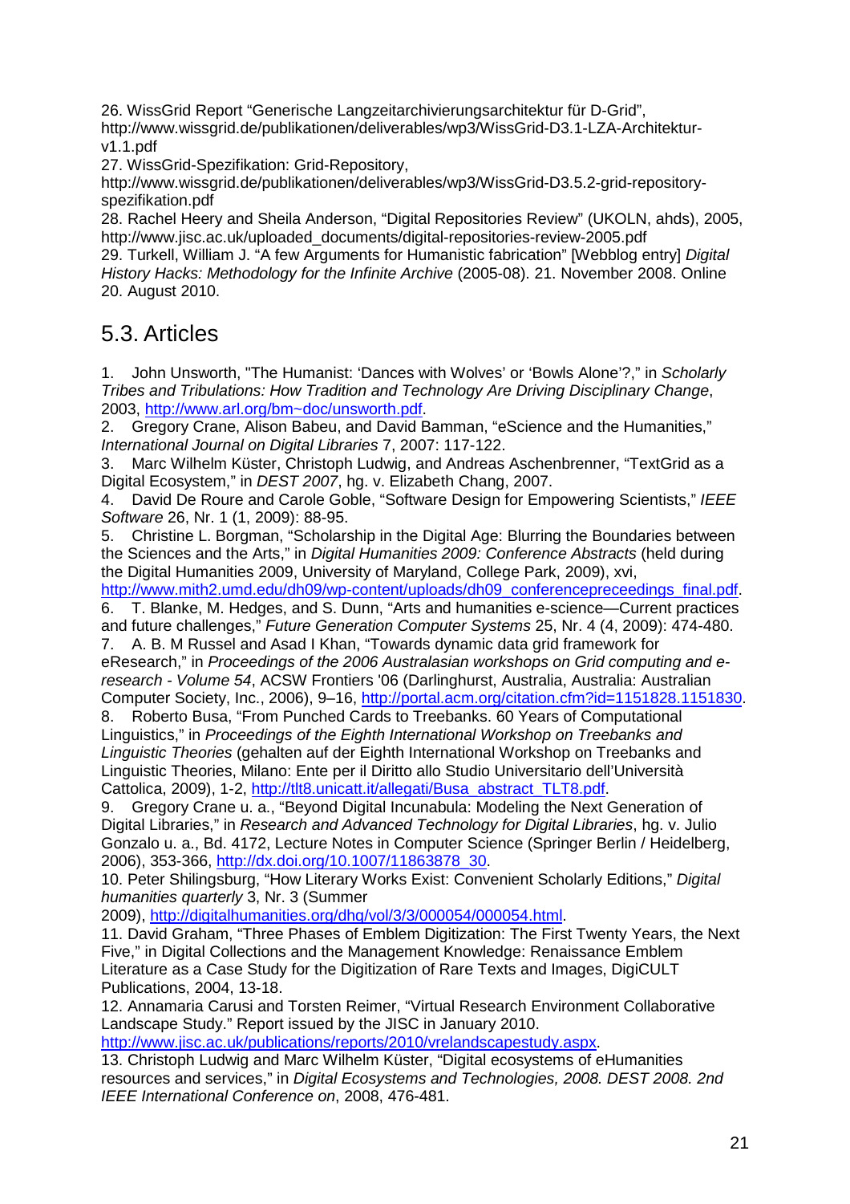26. WissGrid Report “Generische Langzeitarchivierungsarchitektur für D-Grid”, http://www.wissgrid.de/publikationen/deliverables/wp3/WissGrid-D3.1-LZA-Architektur-v1.1.pdf

27. WissGrid-Spezifikation: Grid-Repository, http://www.wissgrid.de/publikationen/deliverables/wp3/WissGrid-D3.5.2-grid-repository-spezifikation.pdf

28. Rachel Heery and Sheila Anderson, “Digital Repositories Review” (UKOLN, ahds), 2005, http://www.jisc.ac.uk/uploaded_documents/digital-repositories-review-2005.pdf

29. Turkell, William J. “A few Arguments for Humanistic fabrication” [Webblog entry] *Digital History Hacks: Methodology for the Infinite Archive* (2005-08). 21. November 2008. Online 20. August 2010.

## 5.3. Articles

1. John Unsworth, "The Humanist: ‘Dances with Wolves’ or ‘Bowls Alone’?," in *Scholarly Tribes and Tribulations: How Tradition and Technology Are Driving Disciplinary Change*, 2003, http://www.arl.org/bm~doc/unsworth.pdf.
2. Gregory Crane, Alison Babeu, and David Bamman, “eScience and the Humanities,” *International Journal on Digital Libraries* 7, 2007: 117-122.
3. Marc Wilhelm Küster, Christoph Ludwig, and Andreas Aschenbrenner, “TextGrid as a Digital Ecosystem,” in *DEST 2007*, hg. v. Elizabeth Chang, 2007.
4. David De Roure and Carole Goble, “Software Design for Empowering Scientists,” *IEEE Software* 26, Nr. 1 (1, 2009): 88-95.
5. Christine L. Borgman, “Scholarship in the Digital Age: Blurring the Boundaries between the Sciences and the Arts,” in *Digital Humanities 2009: Conference Abstracts* (held during the Digital Humanities 2009, University of Maryland, College Park, 2009), xvi, http://www.mith2.umd.edu/dh09/wp-content/uploads/dh09_conferencepreceedings_final.pdf.
6. T. Blanke, M. Hedges, and S. Dunn, “Arts and humanities e-science—Current practices and future challenges,” *Future Generation Computer Systems* 25, Nr. 4 (4, 2009): 474-480.
7. A. B. M Russel and Asad I Khan, “Towards dynamic data grid framework for eResearch,” in *Proceedings of the 2006 Australasian workshops on Grid computing and e-research - Volume 54*, ACSW Frontiers '06 (Darlinghurst, Australia, Australia: Australian Computer Society, Inc., 2006), 9–16, http://portal.acm.org/citation.cfm?id=1151828.1151830.
8. Roberto Busa, “From Punched Cards to Treebanks. 60 Years of Computational Linguistics,” in *Proceedings of the Eighth International Workshop on Treebanks and Linguistic Theories* (gehalten auf der Eighth International Workshop on Treebanks and Linguistic Theories, Milano: Ente per il Diritto allo Studio Universitario dell'Università Cattolica, 2009), 1-2, http://tlt8.unicatt.it/allegati/Busa_abstract_TLT8.pdf.
9. Gregory Crane u. a., “Beyond Digital Incunabula: Modeling the Next Generation of Digital Libraries,” in *Research and Advanced Technology for Digital Libraries*, hg. v. Julio Gonzalo u. a., Bd. 4172, Lecture Notes in Computer Science (Springer Berlin / Heidelberg, 2006), 353-366, http://dx.doi.org/10.1007/11863878_30.
10. Peter Shilingsburg, “How Literary Works Exist: Convenient Scholarly Editions,” *Digital humanities quarterly* 3, Nr. 3 (Summer 2009), http://digitalhumanities.org/dhq/vol/3/3/000054/000054.html.
11. David Graham, “Three Phases of Emblem Digitization: The First Twenty Years, the Next Five,” in Digital Collections and the Management Knowledge: Renaissance Emblem Literature as a Case Study for the Digitization of Rare Texts and Images, DigiCULT Publications, 2004, 13-18.
12. Annamaria Carusi and Torsten Reimer, “Virtual Research Environment Collaborative Landscape Study.” Report issued by the JISC in January 2010. http://www.jisc.ac.uk/publications/reports/2010/vrelandscapestudy.aspx.
13. Christoph Ludwig and Marc Wilhelm Küster, “Digital ecosystems of eHumanities resources and services,” in *Digital Ecosystems and Technologies, 2008. DEST 2008. 2nd IEEE International Conference on*, 2008, 476-481.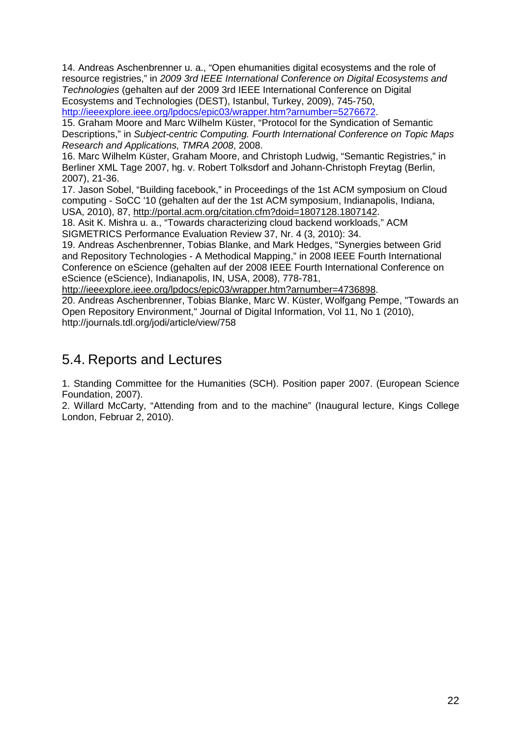14. Andreas Aschenbrenner u. a., "Open ehumanities digital ecosystems and the role of resource registries," in *2009 3rd IEEE International Conference on Digital Ecosystems and Technologies* (gehalten auf der 2009 3rd IEEE International Conference on Digital Ecosystems and Technologies (DEST), Istanbul, Turkey, 2009), 745-750, http://ieeexplore.ieee.org/lpdocs/epic03/wrapper.htm?arnumber=5276672.

15. Graham Moore and Marc Wilhelm Küster, "Protocol for the Syndication of Semantic Descriptions," in *Subject-centric Computing. Fourth International Conference on Topic Maps Research and Applications, TMRA 2008*, 2008.

16. Marc Wilhelm Küster, Graham Moore, and Christoph Ludwig, "Semantic Registries," in Berliner XML Tage 2007, hg. v. Robert Tolksdorf and Johann-Christoph Freytag (Berlin, 2007), 21-36.

17. Jason Sobel, "Building facebook," in Proceedings of the 1st ACM symposium on Cloud computing - SoCC '10 (gehalten auf der the 1st ACM symposium, Indianapolis, Indiana, USA, 2010), 87, http://portal.acm.org/citation.cfm?doid=1807128.1807142.

18. Asit K. Mishra u. a., "Towards characterizing cloud backend workloads," ACM SIGMETRICS Performance Evaluation Review 37, Nr. 4 (3, 2010): 34.

19. Andreas Aschenbrenner, Tobias Blanke, and Mark Hedges, "Synergies between Grid and Repository Technologies - A Methodical Mapping," in 2008 IEEE Fourth International Conference on eScience (gehalten auf der 2008 IEEE Fourth International Conference on eScience (eScience), Indianapolis, IN, USA, 2008), 778-781, http://ieeexplore.ieee.org/lpdocs/epic03/wrapper.htm?arnumber=4736898.

20. Andreas Aschenbrenner, Tobias Blanke, Marc W. Küster, Wolfgang Pempe, "Towards an Open Repository Environment," Journal of Digital Information, Vol 11, No 1 (2010), http://journals.tdl.org/jodi/article/view/758

## 5.4. Reports and Lectures

1. Standing Committee for the Humanities (SCH). Position paper 2007. (European Science Foundation, 2007).

2. Willard McCarty, "Attending from and to the machine" (Inaugural lecture, Kings College London, Februar 2, 2010).